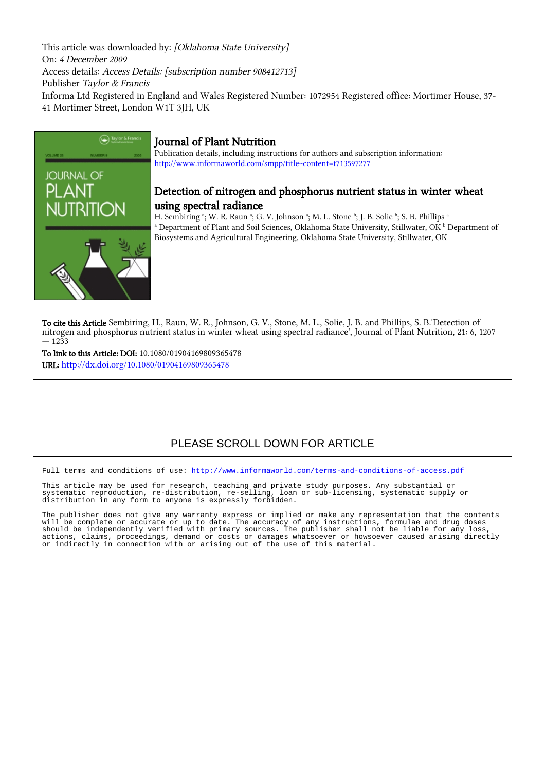This article was downloaded by: *[Oklahoma State University]*
On: *4 December 2009*
Access details: *Access Details: [subscription number 908412713]*
Publisher *Taylor & Francis*
Informa Ltd Registered in England and Wales Registered Number: 1072954 Registered office: Mortimer House, 37-41 Mortimer Street, London W1T 3JH, UK

# Journal of Plant Nutrition

Publication details, including instructions for authors and subscription information:
http://www.informaworld.com/smpp/title~content=t713597277

## Detection of nitrogen and phosphorus nutrient status in winter wheat using spectral radiance

H. Sembiring [a]; W. R. Raun [a]; G. V. Johnson [a]; M. L. Stone [b]; J. B. Solie [b]; S. B. Phillips [a]

[a] Department of Plant and Soil Sciences, Oklahoma State University, Stillwater, OK [b] Department of Biosystems and Agricultural Engineering, Oklahoma State University, Stillwater, OK

**To cite this Article** Sembiring, H., Raun, W. R., Johnson, G. V., Stone, M. L., Solie, J. B. and Phillips, S. B.'Detection of nitrogen and phosphorus nutrient status in winter wheat using spectral radiance', Journal of Plant Nutrition, 21: 6, 1207 — 1233

**To link to this Article: DOI:** 10.1080/01904169809365478

**URL:** http://dx.doi.org/10.1080/01904169809365478

PLEASE SCROLL DOWN FOR ARTICLE

```
Full terms and conditions of use: http://www.informaworld.com/terms-and-conditions-of-access.pdf

This article may be used for research, teaching and private study purposes. Any substantial or
systematic reproduction, re-distribution, re-selling, loan or sub-licensing, systematic supply or
distribution in any form to anyone is expressly forbidden.

The publisher does not give any warranty express or implied or make any representation that the contents
will be complete or accurate or up to date. The accuracy of any instructions, formulae and drug doses
should be independently verified with primary sources. The publisher shall not be liable for any loss,
actions, claims, proceedings, demand or costs or damages whatsoever or howsoever caused arising directly
or indirectly in connection with or arising out of the use of this material.
```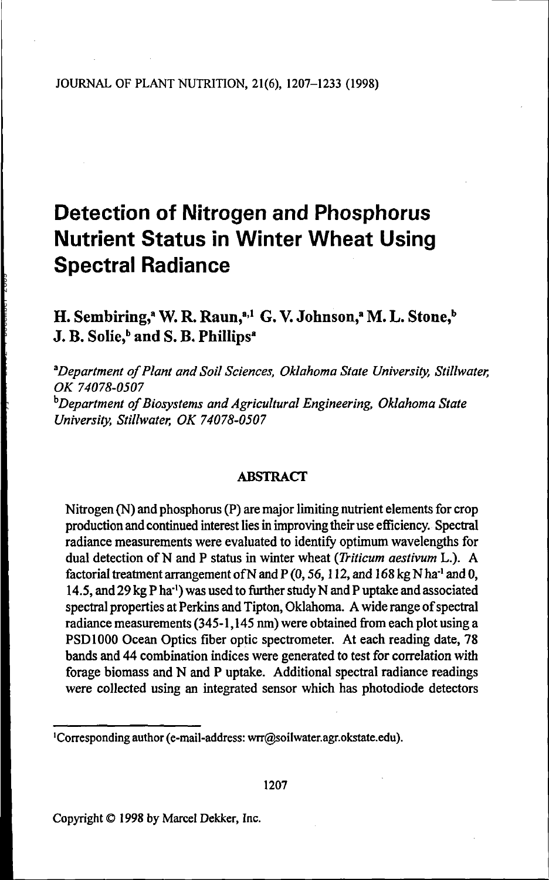# Detection of Nitrogen and Phosphorus Nutrient Status in Winter Wheat Using Spectral Radiance

**H. Sembiring,[a] W. R. Raun,[a,1] G. V. Johnson,[a] M. L. Stone,[b] J. B. Solie,[b] and S. B. Phillips[a]**

[a]*Department of Plant and Soil Sciences, Oklahoma State University, Stillwater, OK 74078-0507*

[b]*Department of Biosystems and Agricultural Engineering, Oklahoma State University, Stillwater, OK 74078-0507*

## ABSTRACT

Nitrogen (N) and phosphorus (P) are major limiting nutrient elements for crop production and continued interest lies in improving their use efficiency. Spectral radiance measurements were evaluated to identify optimum wavelengths for dual detection of N and P status in winter wheat (*Triticum aestivum* L.). A factorial treatment arrangement of N and P (0, 56, 112, and 168 kg N ha$^{-1}$ and 0, 14.5, and 29 kg P ha$^{-1}$) was used to further study N and P uptake and associated spectral properties at Perkins and Tipton, Oklahoma. A wide range of spectral radiance measurements (345-1,145 nm) were obtained from each plot using a PSD1000 Ocean Optics fiber optic spectrometer. At each reading date, 78 bands and 44 combination indices were generated to test for correlation with forage biomass and N and P uptake. Additional spectral radiance readings were collected using an integrated sensor which has photodiode detectors

[1]Corresponding author (e-mail-address: wrr@soilwater.agr.okstate.edu).

Copyright © 1998 by Marcel Dekker, Inc.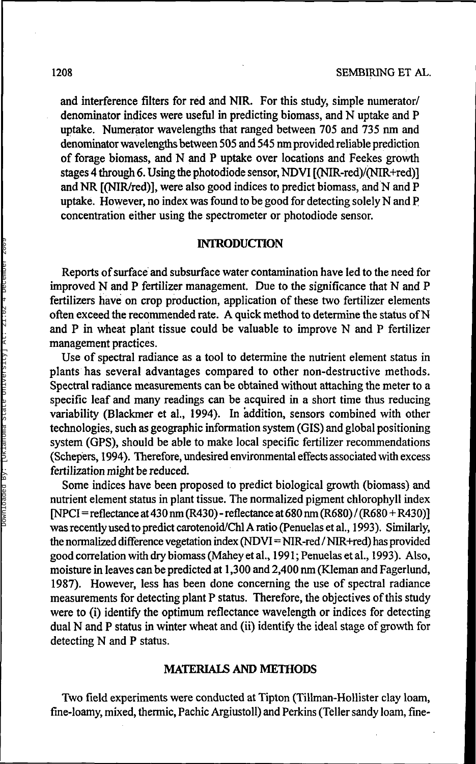and interference filters for red and NIR. For this study, simple numerator/denominator indices were useful in predicting biomass, and N uptake and P uptake. Numerator wavelengths that ranged between 705 and 735 nm and denominator wavelengths between 505 and 545 nm provided reliable prediction of forage biomass, and N and P uptake over locations and Feekes growth stages 4 through 6. Using the photodiode sensor, NDVI [(NIR-red)/(NIR+red)] and NR [(NIR/red)], were also good indices to predict biomass, and N and P uptake. However, no index was found to be good for detecting solely N and P concentration either using the spectrometer or photodiode sensor.

## INTRODUCTION

Reports of surface and subsurface water contamination have led to the need for improved N and P fertilizer management. Due to the significance that N and P fertilizers have on crop production, application of these two fertilizer elements often exceed the recommended rate. A quick method to determine the status of N and P in wheat plant tissue could be valuable to improve N and P fertilizer management practices.

Use of spectral radiance as a tool to determine the nutrient element status in plants has several advantages compared to other non-destructive methods. Spectral radiance measurements can be obtained without attaching the meter to a specific leaf and many readings can be acquired in a short time thus reducing variability (Blackmer et al., 1994). In addition, sensors combined with other technologies, such as geographic information system (GIS) and global positioning system (GPS), should be able to make local specific fertilizer recommendations (Schepers, 1994). Therefore, undesired environmental effects associated with excess fertilization might be reduced.

Some indices have been proposed to predict biological growth (biomass) and nutrient element status in plant tissue. The normalized pigment chlorophyll index [NPCI = reflectance at 430 nm (R430) - reflectance at 680 nm (R680) / (R680 + R430)] was recently used to predict carotenoid/Chl A ratio (Penuelas et al., 1993). Similarly, the normalized difference vegetation index (NDVI = NIR-red / NIR+red) has provided good correlation with dry biomass (Mahey et al., 1991; Penuelas et al., 1993). Also, moisture in leaves can be predicted at 1,300 and 2,400 nm (Kleman and Fagerlund, 1987). However, less has been done concerning the use of spectral radiance measurements for detecting plant P status. Therefore, the objectives of this study were to (i) identify the optimum reflectance wavelength or indices for detecting dual N and P status in winter wheat and (ii) identify the ideal stage of growth for detecting N and P status.

## MATERIALS AND METHODS

Two field experiments were conducted at Tipton (Tillman-Hollister clay loam, fine-loamy, mixed, thermic, Pachic Argiustoll) and Perkins (Teller sandy loam, fine-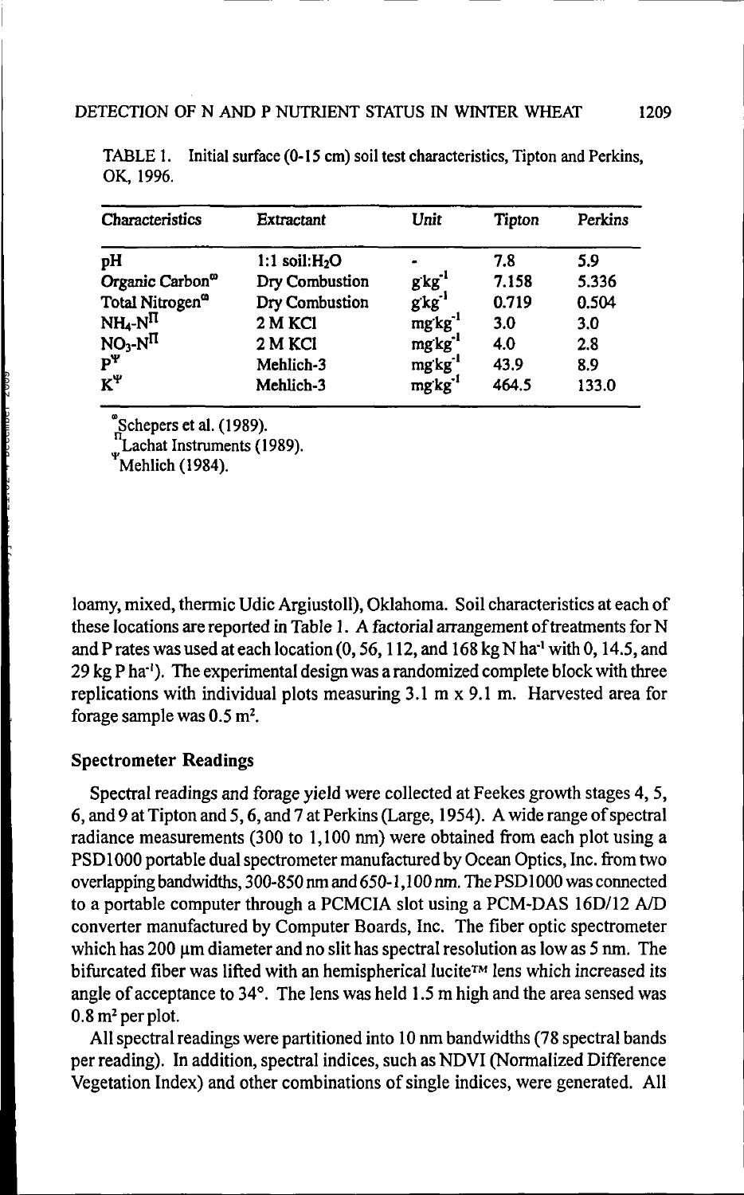TABLE 1. Initial surface (0-15 cm) soil test characteristics, Tipton and Perkins, OK, 1996.

| Characteristics | Extractant | Unit | Tipton | Perkins |
|---|---|---|---|---|
| pH | 1:1 soil:$H_2O$ | - | 7.8 | 5.9 |
| Organic Carbon[ω] | Dry Combustion | $g \cdot kg^{-1}$ | 7.158 | 5.336 |
| Total Nitrogen[ω] | Dry Combustion | $g \cdot kg^{-1}$ | 0.719 | 0.504 |
| $NH_4$-N[Π] | 2 M KCl | $mg \cdot kg^{-1}$ | 3.0 | 3.0 |
| $NO_3$-N[Π] | 2 M KCl | $mg \cdot kg^{-1}$ | 4.0 | 2.8 |
| P[Ψ] | Mehlich-3 | $mg \cdot kg^{-1}$ | 43.9 | 8.9 |
| K[Ψ] | Mehlich-3 | $mg \cdot kg^{-1}$ | 464.5 | 133.0 |

[ω] Schepers et al. (1989).
[Π] Lachat Instruments (1989).
[Ψ] Mehlich (1984).

loamy, mixed, thermic Udic Argiustoll), Oklahoma. Soil characteristics at each of these locations are reported in Table 1. A factorial arrangement of treatments for N and P rates was used at each location (0, 56, 112, and 168 kg N $ha^{-1}$ with 0, 14.5, and 29 kg P $ha^{-1}$). The experimental design was a randomized complete block with three replications with individual plots measuring 3.1 m x 9.1 m. Harvested area for forage sample was 0.5 $m^2$.

## Spectrometer Readings

Spectral readings and forage yield were collected at Feekes growth stages 4, 5, 6, and 9 at Tipton and 5, 6, and 7 at Perkins (Large, 1954). A wide range of spectral radiance measurements (300 to 1,100 nm) were obtained from each plot using a PSD1000 portable dual spectrometer manufactured by Ocean Optics, Inc. from two overlapping bandwidths, 300-850 nm and 650-1,100 nm. The PSD1000 was connected to a portable computer through a PCMCIA slot using a PCM-DAS 16D/12 A/D converter manufactured by Computer Boards, Inc. The fiber optic spectrometer which has 200 μm diameter and no slit has spectral resolution as low as 5 nm. The bifurcated fiber was lifted with an hemispherical lucite™ lens which increased its angle of acceptance to 34°. The lens was held 1.5 m high and the area sensed was 0.8 $m^2$ per plot.

All spectral readings were partitioned into 10 nm bandwidths (78 spectral bands per reading). In addition, spectral indices, such as NDVI (Normalized Difference Vegetation Index) and other combinations of single indices, were generated. All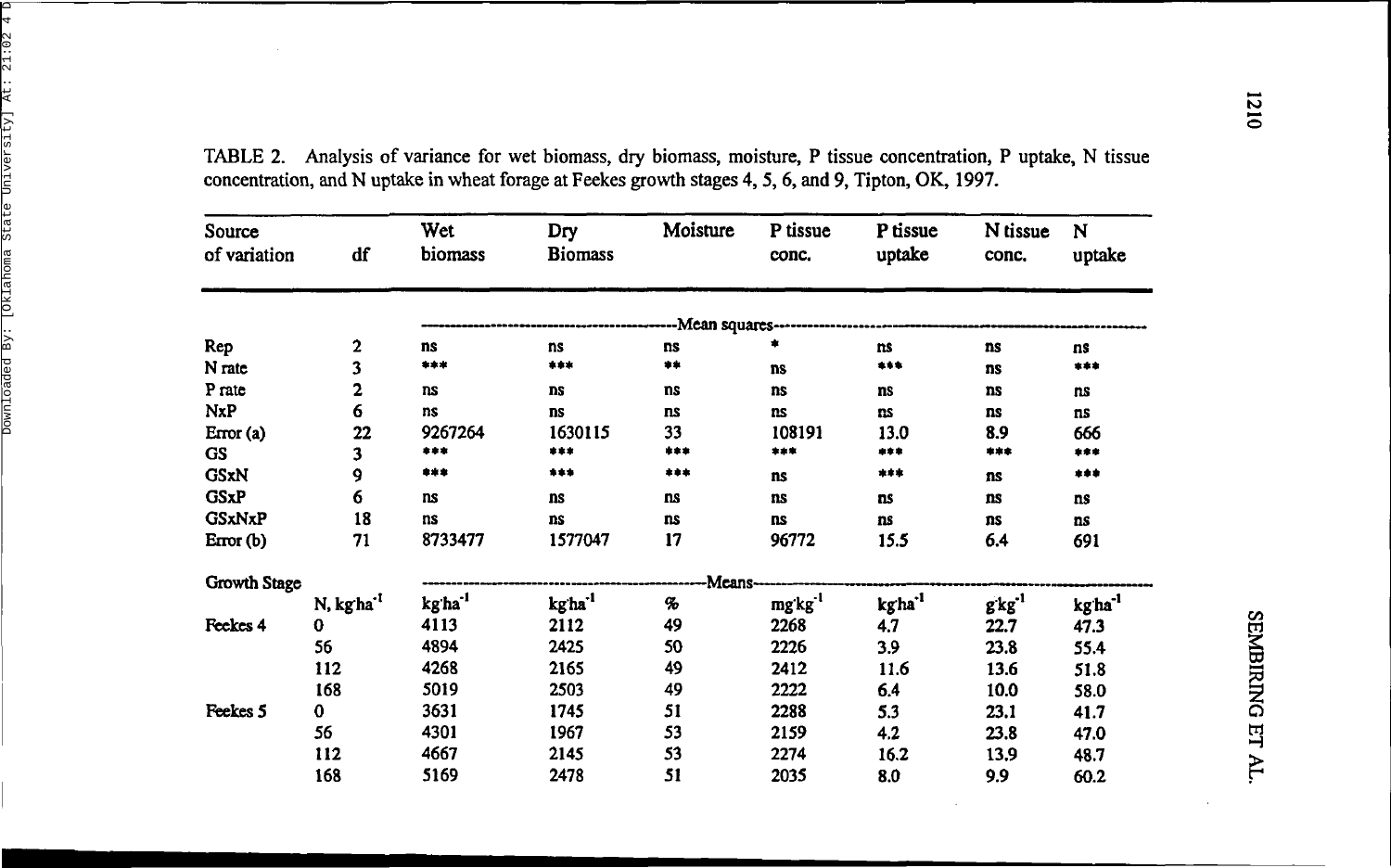TABLE 2. Analysis of variance for wet biomass, dry biomass, moisture, P tissue concentration, P uptake, N tissue concentration, and N uptake in wheat forage at Feekes growth stages 4, 5, 6, and 9, Tipton, OK, 1997.

| Source of variation | df | Wet biomass | Dry Biomass | Moisture | P tissue conc. | P tissue uptake | N tissue conc. | N uptake |
|---|---|---|---|---|---|---|---|---|
| | | -------- | -------- | -------- | Mean squares | -------- | -------- | -------- |
| Rep | 2 | ns | ns | ns | * | ns | ns | ns |
| N rate | 3 | *** | *** | ** | ns | *** | ns | *** |
| P rate | 2 | ns | ns | ns | ns | ns | ns | ns |
| NxP | 6 | ns | ns | ns | ns | ns | ns | ns |
| Error (a) | 22 | 9267264 | 1630115 | 33 | 108191 | 13.0 | 8.9 | 666 |
| GS | 3 | *** | *** | *** | *** | *** | *** | *** |
| GSxN | 9 | *** | *** | *** | ns | *** | ns | *** |
| GSxP | 6 | ns | ns | ns | ns | ns | ns | ns |
| GSxNxP | 18 | ns | ns | ns | ns | ns | ns | ns |
| Error (b) | 71 | 8733477 | 1577047 | 17 | 96772 | 15.5 | 6.4 | 691 |
| Growth Stage | | -------- | -------- | -------- | Means | -------- | -------- | -------- |
| | N, kg·ha$^{-1}$ | kg·ha$^{-1}$ | kg·ha$^{-1}$ | % | mg·kg$^{-1}$ | kg·ha$^{-1}$ | g·kg$^{-1}$ | kg·ha$^{-1}$ |
| Feekes 4 | 0 | 4113 | 2112 | 49 | 2268 | 4.7 | 22.7 | 47.3 |
| | 56 | 4894 | 2425 | 50 | 2226 | 3.9 | 23.8 | 55.4 |
| | 112 | 4268 | 2165 | 49 | 2412 | 11.6 | 13.6 | 51.8 |
| | 168 | 5019 | 2503 | 49 | 2222 | 6.4 | 10.0 | 58.0 |
| Feekes 5 | 0 | 3631 | 1745 | 51 | 2288 | 5.3 | 23.1 | 41.7 |
| | 56 | 4301 | 1967 | 53 | 2159 | 4.2 | 23.8 | 47.0 |
| | 112 | 4667 | 2145 | 53 | 2274 | 16.2 | 13.9 | 48.7 |
| | 168 | 5169 | 2478 | 51 | 2035 | 8.0 | 9.9 | 60.2 |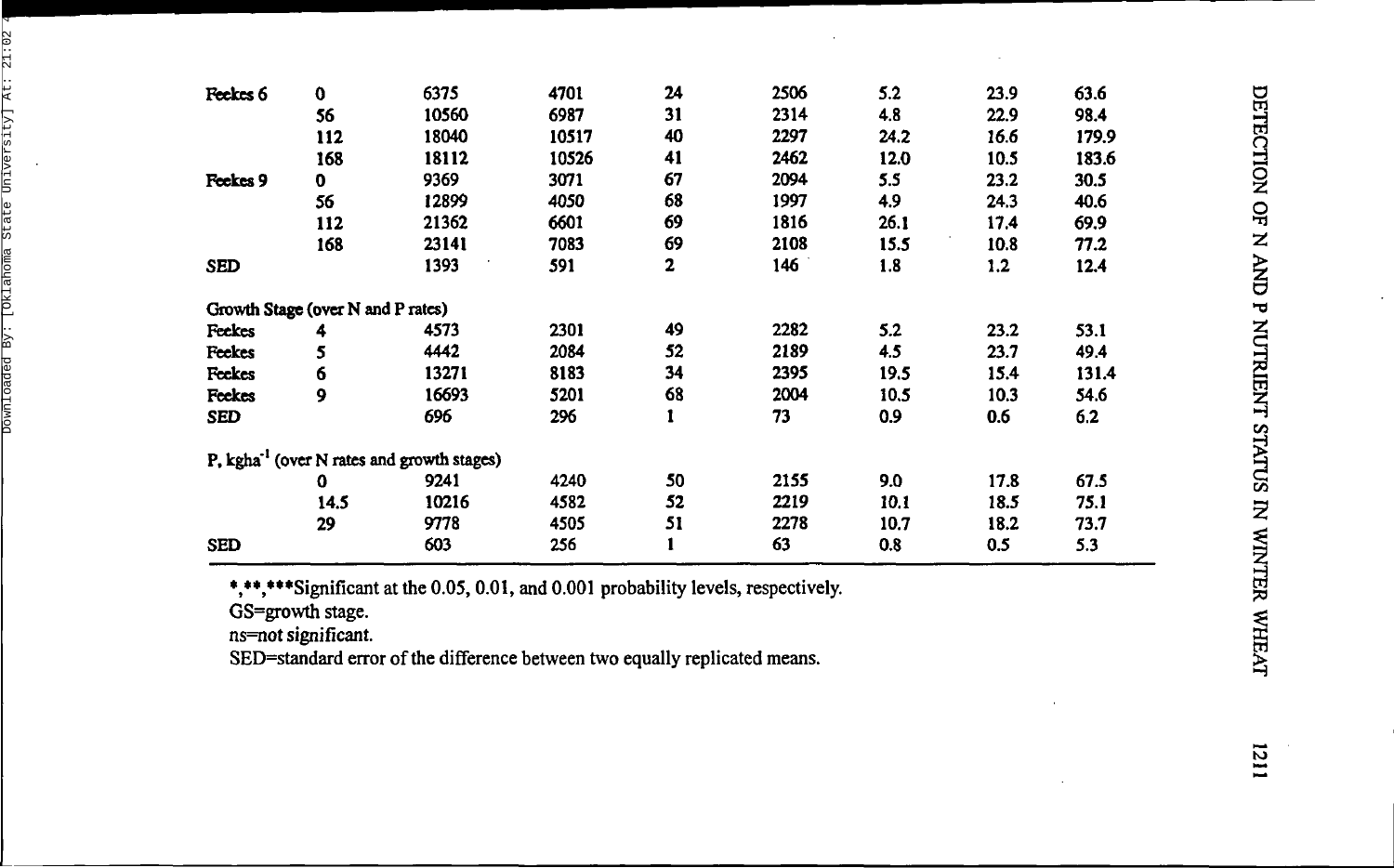| | | | | | | | | |
|---|---|---|---|---|---|---|---|---|
| Feekes 6 | 0 | 6375 | 4701 | 24 | 2506 | 5.2 | 23.9 | 63.6 |
| | 56 | 10560 | 6987 | 31 | 2314 | 4.8 | 22.9 | 98.4 |
| | 112 | 18040 | 10517 | 40 | 2297 | 24.2 | 16.6 | 179.9 |
| | 168 | 18112 | 10526 | 41 | 2462 | 12.0 | 10.5 | 183.6 |
| Feekes 9 | 0 | 9369 | 3071 | 67 | 2094 | 5.5 | 23.2 | 30.5 |
| | 56 | 12899 | 4050 | 68 | 1997 | 4.9 | 24.3 | 40.6 |
| | 112 | 21362 | 6601 | 69 | 1816 | 26.1 | 17.4 | 69.9 |
| | 168 | 23141 | 7083 | 69 | 2108 | 15.5 | 10.8 | 77.2 |
| SED | | 1393 | 591 | 2 | 146 | 1.8 | 1.2 | 12.4 |
| Growth Stage (over N and P rates) | | | | | | | | |
| Feekes | 4 | 4573 | 2301 | 49 | 2282 | 5.2 | 23.2 | 53.1 |
| Feekes | 5 | 4442 | 2084 | 52 | 2189 | 4.5 | 23.7 | 49.4 |
| Feekes | 6 | 13271 | 8183 | 34 | 2395 | 19.5 | 15.4 | 131.4 |
| Feekes | 9 | 16693 | 5201 | 68 | 2004 | 10.5 | 10.3 | 54.6 |
| SED | | 696 | 296 | 1 | 73 | 0.9 | 0.6 | 6.2 |
| P, kg $ha^{-1}$ (over N rates and growth stages) | | | | | | | | |
| | 0 | 9241 | 4240 | 50 | 2155 | 9.0 | 17.8 | 67.5 |
| | 14.5 | 10216 | 4582 | 52 | 2219 | 10.1 | 18.5 | 75.1 |
| | 29 | 9778 | 4505 | 51 | 2278 | 10.7 | 18.2 | 73.7 |
| SED | | 603 | 256 | 1 | 63 | 0.8 | 0.5 | 5.3 |

*,**,***Significant at the 0.05, 0.01, and 0.001 probability levels, respectively.

GS=growth stage.

ns=not significant.

SED=standard error of the difference between two equally replicated means.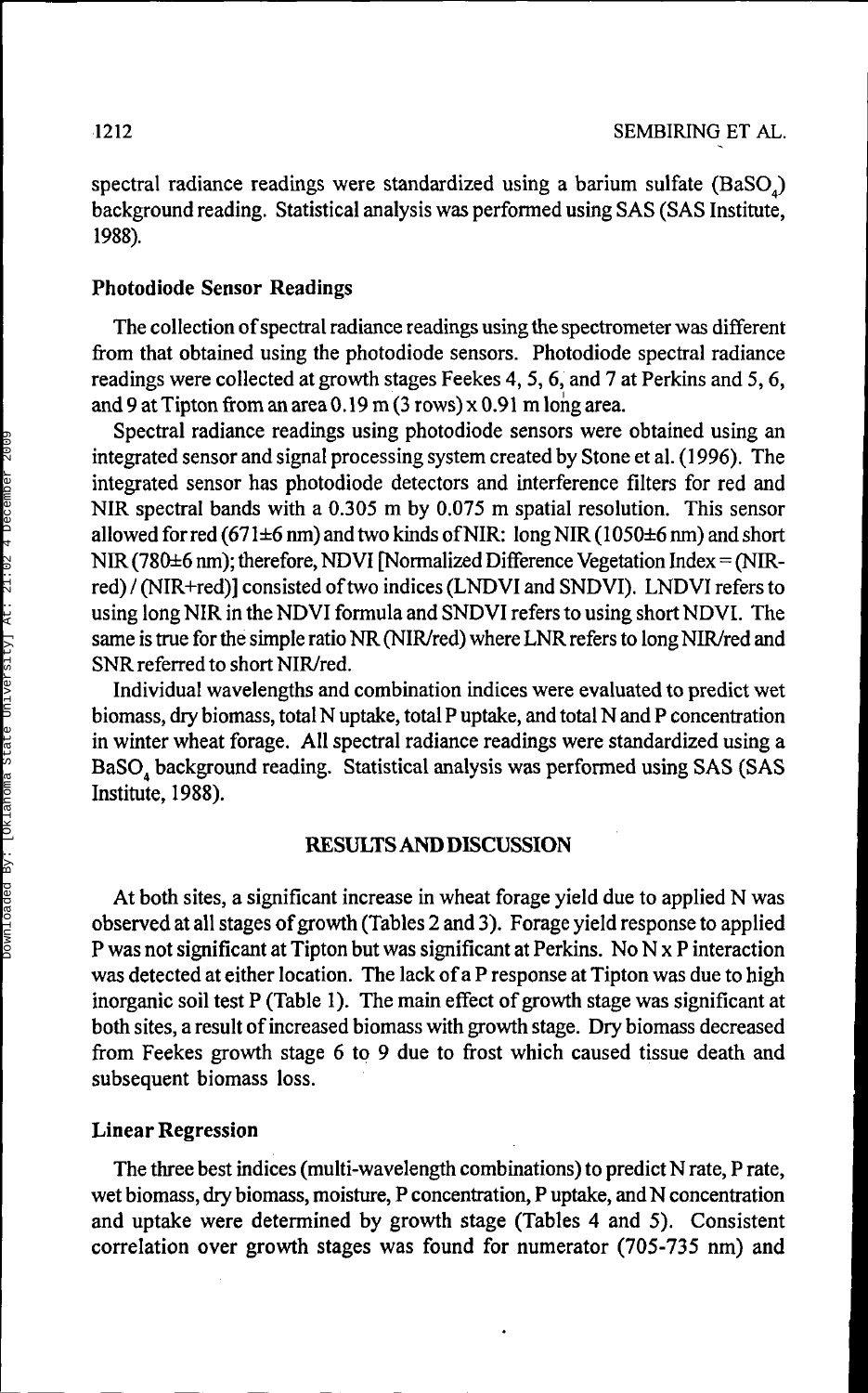spectral radiance readings were standardized using a barium sulfate ($BaSO_4$) background reading. Statistical analysis was performed using SAS (SAS Institute, 1988).

### Photodiode Sensor Readings

The collection of spectral radiance readings using the spectrometer was different from that obtained using the photodiode sensors. Photodiode spectral radiance readings were collected at growth stages Feekes 4, 5, 6, and 7 at Perkins and 5, 6, and 9 at Tipton from an area 0.19 m (3 rows) x 0.91 m long area.

Spectral radiance readings using photodiode sensors were obtained using an integrated sensor and signal processing system created by Stone et al. (1996). The integrated sensor has photodiode detectors and interference filters for red and NIR spectral bands with a 0.305 m by 0.075 m spatial resolution. This sensor allowed for red (671±6 nm) and two kinds of NIR: long NIR (1050±6 nm) and short NIR (780±6 nm); therefore, NDVI [Normalized Difference Vegetation Index = (NIR-red) / (NIR+red)] consisted of two indices (LNDVI and SNDVI). LNDVI refers to using long NIR in the NDVI formula and SNDVI refers to using short NDVI. The same is true for the simple ratio NR (NIR/red) where LNR refers to long NIR/red and SNR referred to short NIR/red.

Individual wavelengths and combination indices were evaluated to predict wet biomass, dry biomass, total N uptake, total P uptake, and total N and P concentration in winter wheat forage. All spectral radiance readings were standardized using a $BaSO_4$ background reading. Statistical analysis was performed using SAS (SAS Institute, 1988).

## RESULTS AND DISCUSSION

At both sites, a significant increase in wheat forage yield due to applied N was observed at all stages of growth (Tables 2 and 3). Forage yield response to applied P was not significant at Tipton but was significant at Perkins. No N x P interaction was detected at either location. The lack of a P response at Tipton was due to high inorganic soil test P (Table 1). The main effect of growth stage was significant at both sites, a result of increased biomass with growth stage. Dry biomass decreased from Feekes growth stage 6 to 9 due to frost which caused tissue death and subsequent biomass loss.

### Linear Regression

The three best indices (multi-wavelength combinations) to predict N rate, P rate, wet biomass, dry biomass, moisture, P concentration, P uptake, and N concentration and uptake were determined by growth stage (Tables 4 and 5). Consistent correlation over growth stages was found for numerator (705-735 nm) and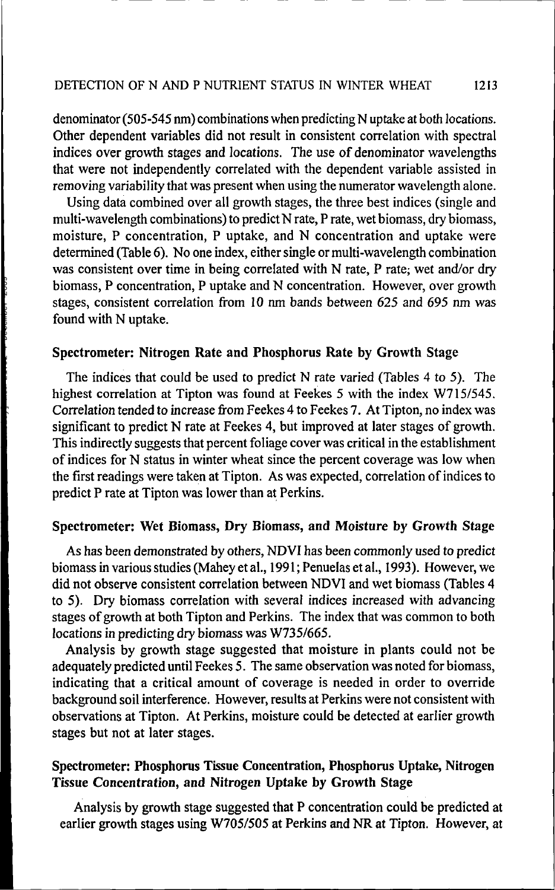denominator (505-545 nm) combinations when predicting N uptake at both locations. Other dependent variables did not result in consistent correlation with spectral indices over growth stages and locations. The use of denominator wavelengths that were not independently correlated with the dependent variable assisted in removing variability that was present when using the numerator wavelength alone.

Using data combined over all growth stages, the three best indices (single and multi-wavelength combinations) to predict N rate, P rate, wet biomass, dry biomass, moisture, P concentration, P uptake, and N concentration and uptake were determined (Table 6). No one index, either single or multi-wavelength combination was consistent over time in being correlated with N rate, P rate; wet and/or dry biomass, P concentration, P uptake and N concentration. However, over growth stages, consistent correlation from 10 nm bands between 625 and 695 nm was found with N uptake.

## Spectrometer: Nitrogen Rate and Phosphorus Rate by Growth Stage

The indices that could be used to predict N rate varied (Tables 4 to 5). The highest correlation at Tipton was found at Feekes 5 with the index W715/545. Correlation tended to increase from Feekes 4 to Feekes 7. At Tipton, no index was significant to predict N rate at Feekes 4, but improved at later stages of growth. This indirectly suggests that percent foliage cover was critical in the establishment of indices for N status in winter wheat since the percent coverage was low when the first readings were taken at Tipton. As was expected, correlation of indices to predict P rate at Tipton was lower than at Perkins.

## Spectrometer: Wet Biomass, Dry Biomass, and Moisture by Growth Stage

As has been demonstrated by others, NDVI has been commonly used to predict biomass in various studies (Mahey et al., 1991; Penuelas et al., 1993). However, we did not observe consistent correlation between NDVI and wet biomass (Tables 4 to 5). Dry biomass correlation with several indices increased with advancing stages of growth at both Tipton and Perkins. The index that was common to both locations in predicting dry biomass was W735/665.

Analysis by growth stage suggested that moisture in plants could not be adequately predicted until Feekes 5. The same observation was noted for biomass, indicating that a critical amount of coverage is needed in order to override background soil interference. However, results at Perkins were not consistent with observations at Tipton. At Perkins, moisture could be detected at earlier growth stages but not at later stages.

## Spectrometer: Phosphorus Tissue Concentration, Phosphorus Uptake, Nitrogen Tissue Concentration, and Nitrogen Uptake by Growth Stage

Analysis by growth stage suggested that P concentration could be predicted at earlier growth stages using W705/505 at Perkins and NR at Tipton. However, at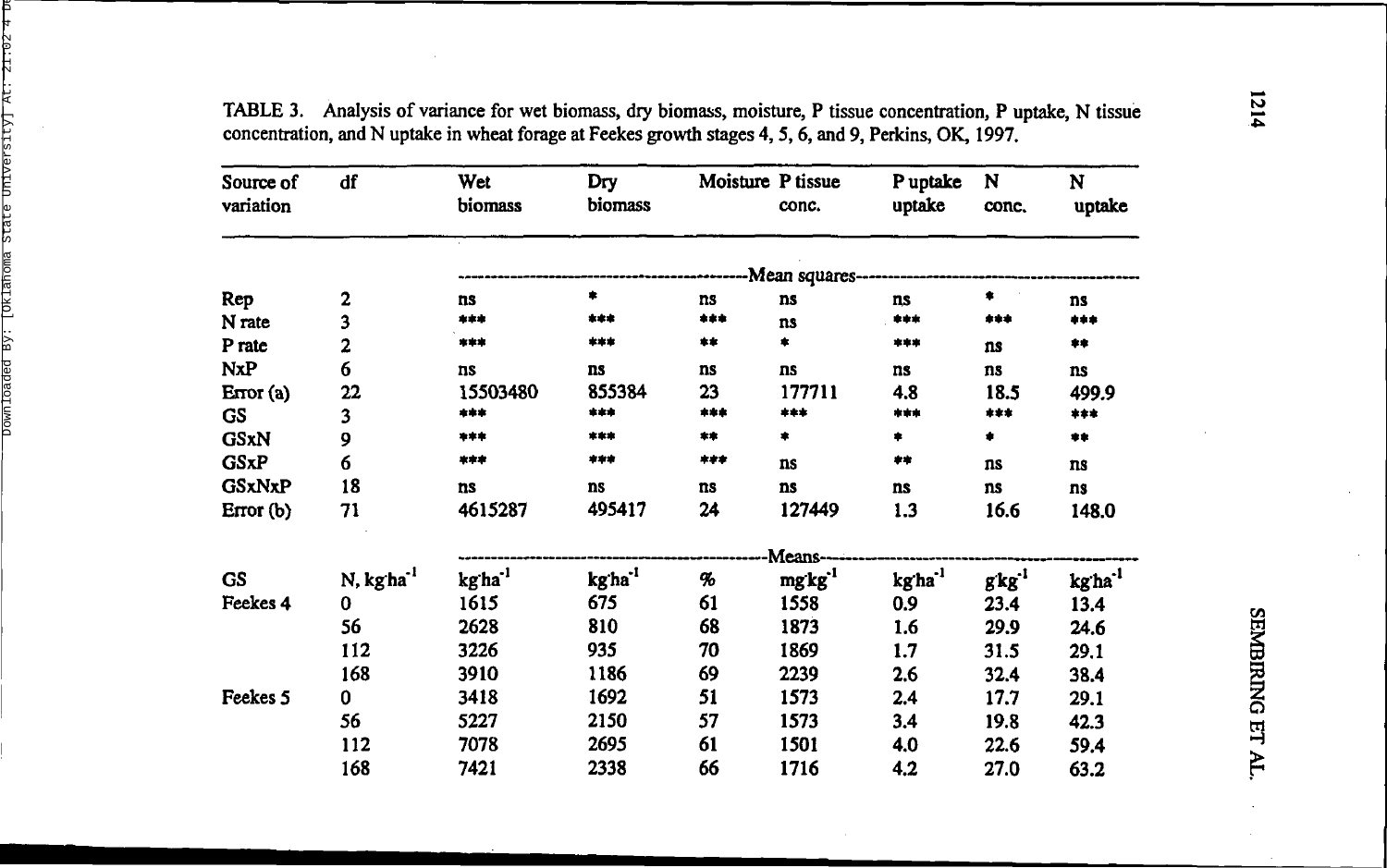TABLE 3. Analysis of variance for wet biomass, dry biomass, moisture, P tissue concentration, P uptake, N tissue concentration, and N uptake in wheat forage at Feekes growth stages 4, 5, 6, and 9, Perkins, OK, 1997.

| Source of variation | df | Wet biomass | Dry biomass | Moisture | P tissue conc. | P uptake | N conc. | N uptake |
|---|---|---|---|---|---|---|---|---|
| | | Mean squares | | | | | | |
| Rep | 2 | ns | * | ns | ns | ns | * | ns |
| N rate | 3 | *** | *** | *** | ns | *** | *** | *** |
| P rate | 2 | *** | *** | ** | * | *** | ns | ** |
| NxP | 6 | ns | ns | ns | ns | ns | ns | ns |
| Error (a) | 22 | 15503480 | 855384 | 23 | 177711 | 4.8 | 18.5 | 499.9 |
| GS | 3 | *** | *** | *** | *** | *** | *** | *** |
| GSxN | 9 | *** | *** | ** | * | * | * | ** |
| GSxP | 6 | *** | *** | *** | ns | ** | ns | ns |
| GSxNxP | 18 | ns | ns | ns | ns | ns | ns | ns |
| Error (b) | 71 | 4615287 | 495417 | 24 | 127449 | 1.3 | 16.6 | 148.0 |
| | | Means | | | | | | |
| GS | N, $kg \cdot ha^{-1}$ | $kg \cdot ha^{-1}$ | $kg \cdot ha^{-1}$ | % | $mg \cdot kg^{-1}$ | $kg \cdot ha^{-1}$ | $g \cdot kg^{-1}$ | $kg \cdot ha^{-1}$ |
| Feekes 4 | 0 | 1615 | 675 | 61 | 1558 | 0.9 | 23.4 | 13.4 |
| | 56 | 2628 | 810 | 68 | 1873 | 1.6 | 29.9 | 24.6 |
| | 112 | 3226 | 935 | 70 | 1869 | 1.7 | 31.5 | 29.1 |
| | 168 | 3910 | 1186 | 69 | 2239 | 2.6 | 32.4 | 38.4 |
| Feekes 5 | 0 | 3418 | 1692 | 51 | 1573 | 2.4 | 17.7 | 29.1 |
| | 56 | 5227 | 2150 | 57 | 1573 | 3.4 | 19.8 | 42.3 |
| | 112 | 7078 | 2695 | 61 | 1501 | 4.0 | 22.6 | 59.4 |
| | 168 | 7421 | 2338 | 66 | 1716 | 4.2 | 27.0 | 63.2 |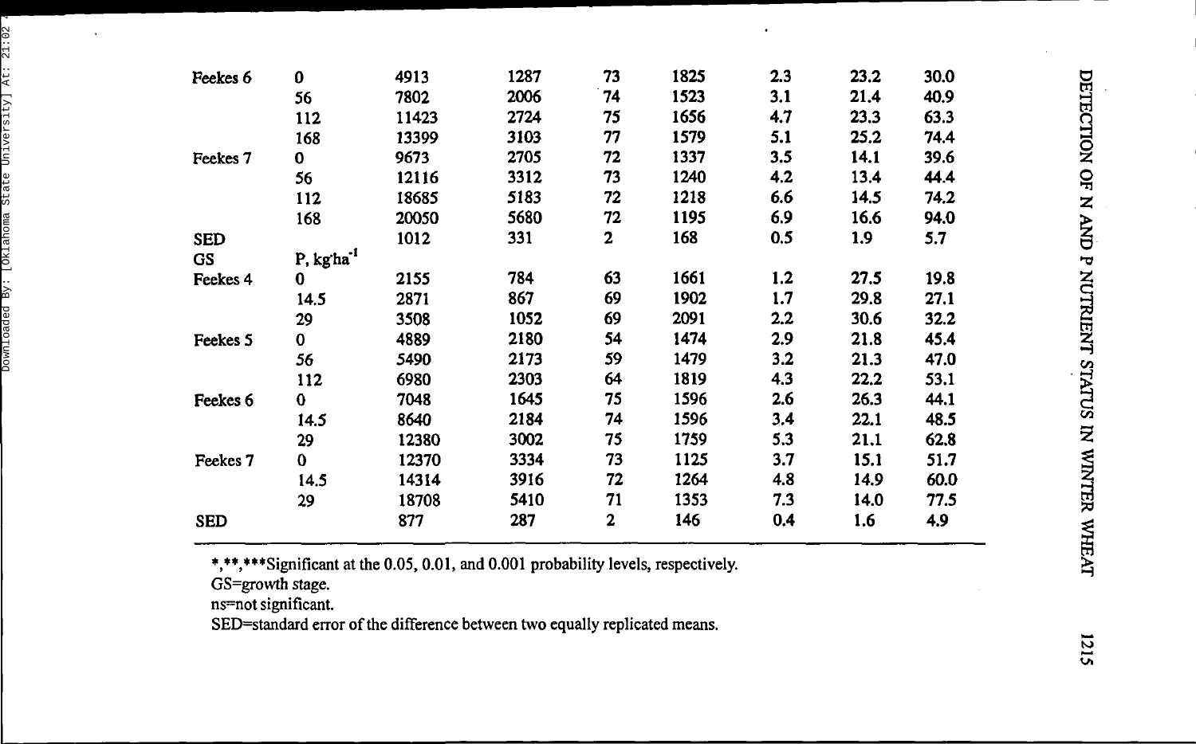| | | | | | | | | |
|---|---|---|---|---|---|---|---|---|
| Feekes 6 | 0 | 4913 | 1287 | 73 | 1825 | 2.3 | 23.2 | 30.0 |
| | 56 | 7802 | 2006 | 74 | 1523 | 3.1 | 21.4 | 40.9 |
| | 112 | 11423 | 2724 | 75 | 1656 | 4.7 | 23.3 | 63.3 |
| | 168 | 13399 | 3103 | 77 | 1579 | 5.1 | 25.2 | 74.4 |
| Feekes 7 | 0 | 9673 | 2705 | 72 | 1337 | 3.5 | 14.1 | 39.6 |
| | 56 | 12116 | 3312 | 73 | 1240 | 4.2 | 13.4 | 44.4 |
| | 112 | 18685 | 5183 | 72 | 1218 | 6.6 | 14.5 | 74.2 |
| | 168 | 20050 | 5680 | 72 | 1195 | 6.9 | 16.6 | 94.0 |
| SED | | 1012 | 331 | 2 | 168 | 0.5 | 1.9 | 5.7 |
| GS | P, $kg\,ha^{-1}$ | | | | | | | |
| Feekes 4 | 0 | 2155 | 784 | 63 | 1661 | 1.2 | 27.5 | 19.8 |
| | 14.5 | 2871 | 867 | 69 | 1902 | 1.7 | 29.8 | 27.1 |
| | 29 | 3508 | 1052 | 69 | 2091 | 2.2 | 30.6 | 32.2 |
| Feekes 5 | 0 | 4889 | 2180 | 54 | 1474 | 2.9 | 21.8 | 45.4 |
| | 56 | 5490 | 2173 | 59 | 1479 | 3.2 | 21.3 | 47.0 |
| | 112 | 6980 | 2303 | 64 | 1819 | 4.3 | 22.2 | 53.1 |
| Feekes 6 | 0 | 7048 | 1645 | 75 | 1596 | 2.6 | 26.3 | 44.1 |
| | 14.5 | 8640 | 2184 | 74 | 1596 | 3.4 | 22.1 | 48.5 |
| | 29 | 12380 | 3002 | 75 | 1759 | 5.3 | 21.1 | 62.8 |
| Feekes 7 | 0 | 12370 | 3334 | 73 | 1125 | 3.7 | 15.1 | 51.7 |
| | 14.5 | 14314 | 3916 | 72 | 1264 | 4.8 | 14.9 | 60.0 |
| | 29 | 18708 | 5410 | 71 | 1353 | 7.3 | 14.0 | 77.5 |
| SED | | 877 | 287 | 2 | 146 | 0.4 | 1.6 | 4.9 |

*,**,***Significant at the 0.05, 0.01, and 0.001 probability levels, respectively.

GS=growth stage.

ns=not significant.

SED=standard error of the difference between two equally replicated means.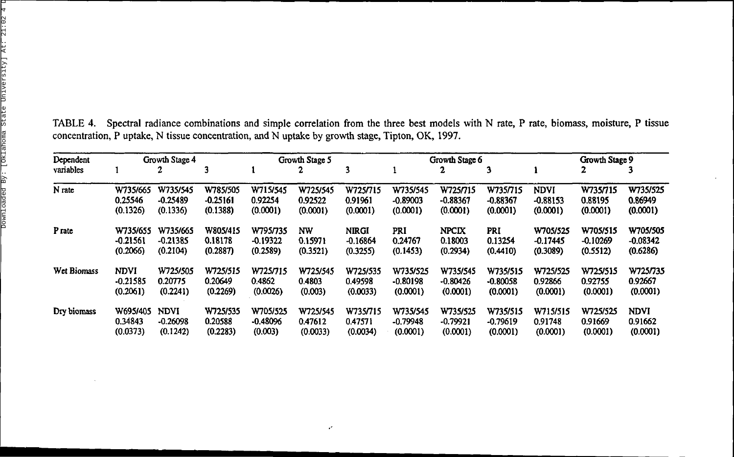TABLE 4. Spectral radiance combinations and simple correlation from the three best models with N rate, P rate, biomass, moisture, P tissue concentration, P uptake, N tissue concentration, and N uptake by growth stage, Tipton, OK, 1997.

| Dependent variables | Growth Stage 4 | | | Growth Stage 5 | | | Growth Stage 6 | | | Growth Stage 9 | | |
|---|---|---|---|---|---|---|---|---|---|---|---|---|
| | 1 | 2 | 3 | 1 | 2 | 3 | 1 | 2 | 3 | 1 | 2 | 3 |
| N rate | W735/665<br>0.25546<br>(0.1326) | W735/545<br>-0.25489<br>(0.1336) | W785/505<br>-0.25161<br>(0.1388) | W715/545<br>0.92254<br>(0.0001) | W725/545<br>0.92522<br>(0.0001) | W725/715<br>0.91961<br>(0.0001) | W735/545<br>-0.89003<br>(0.0001) | W725/715<br>-0.88367<br>(0.0001) | W735/715<br>-0.88367<br>(0.0001) | NDVI<br>-0.88153<br>(0.0001) | W735/715<br>0.88195<br>(0.0001) | W735/525<br>0.86949<br>(0.0001) |
| P rate | W735/655<br>-0.21561<br>(0.2066) | W735/665<br>-0.21385<br>(0.2104) | W805/415<br>0.18178<br>(0.2887) | W795/735<br>-0.19322<br>(0.2589) | NW<br>0.15971<br>(0.3521) | NIRGI<br>-0.16864<br>(0.3255) | PRI<br>0.24767<br>(0.1453) | NPCIX<br>0.18003<br>(0.2934) | PRI<br>0.13254<br>(0.4410) | W705/525<br>-0.17445<br>(0.3089) | W705/515<br>-0.10269<br>(0.5512) | W705/505<br>-0.08342<br>(0.6286) |
| Wet Biomass | NDVI<br>-0.21585<br>(0.2061) | W725/505<br>0.20775<br>(0.2241) | W725/515<br>0.20649<br>(0.2269) | W725/715<br>0.4862<br>(0.0026) | W725/545<br>0.4803<br>(0.003) | W725/535<br>0.49598<br>(0.0033) | W735/525<br>-0.80198<br>(0.0001) | W735/545<br>-0.80426<br>(0.0001) | W735/515<br>-0.80058<br>(0.0001) | W725/525<br>0.92866<br>(0.0001) | W725/515<br>0.92755<br>(0.0001) | W725/735<br>0.92667<br>(0.0001) |
| Dry biomass | W695/405<br>0.34843<br>(0.0373) | NDVI<br>-0.26098<br>(0.1242) | W725/535<br>0.20588<br>(0.2283) | W705/525<br>-0.48096<br>(0.003) | W725/545<br>0.47612<br>(0.0033) | W735/715<br>0.47571<br>(0.0034) | W735/545<br>-0.79948<br>(0.0001) | W735/525<br>-0.79921<br>(0.0001) | W735/515<br>-0.79619<br>(0.0001) | W715/515<br>0.91748<br>(0.0001) | W725/525<br>0.91669<br>(0.0001) | NDVI<br>0.91662<br>(0.0001) |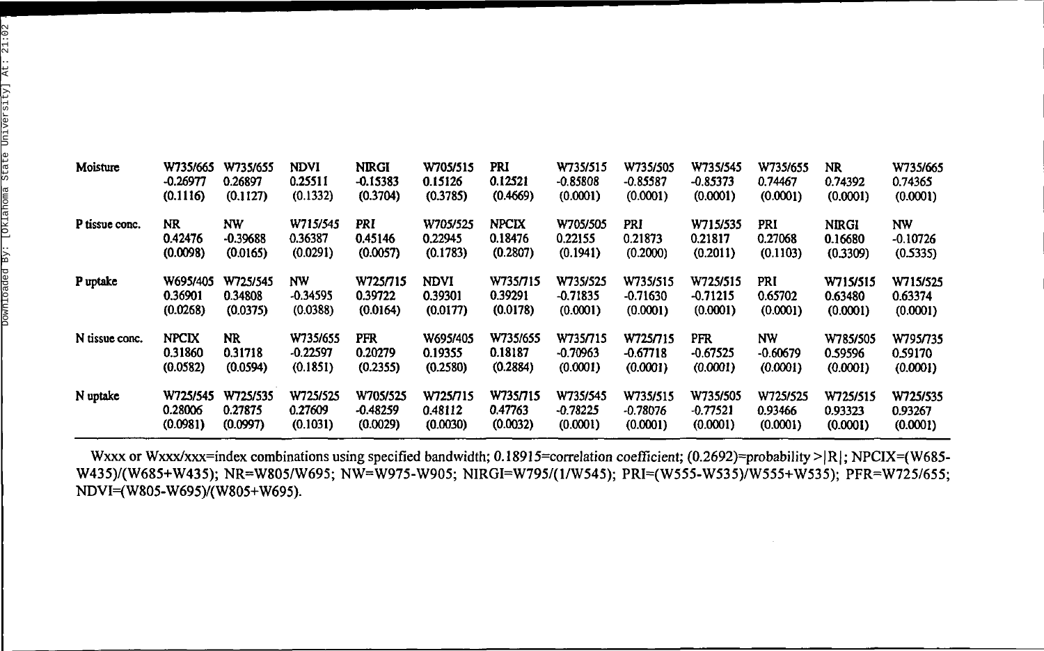| Moisture | W735/665 | W735/655 | NDVI | NIRGI | W705/515 | PRI | W735/515 | W735/505 | W735/545 | W735/655 | NR | W735/665 |
|---|---|---|---|---|---|---|---|---|---|---|---|---|
| | -0.26977 | 0.26897 | 0.25511 | -0.15383 | 0.15126 | 0.12521 | -0.85808 | -0.85587 | -0.85373 | 0.74467 | 0.74392 | 0.74365 |
| | (0.1116) | (0.1127) | (0.1332) | (0.3704) | (0.3785) | (0.4669) | (0.0001) | (0.0001) | (0.0001) | (0.0001) | (0.0001) | (0.0001) |
| P tissue conc. | NR | NW | W715/545 | PRI | W705/525 | NPCIX | W705/505 | PRI | W715/535 | PRI | NIRGI | NW |
| | 0.42476 | -0.39688 | 0.36387 | 0.45146 | 0.22945 | 0.18476 | 0.22155 | 0.21873 | 0.21817 | 0.27068 | 0.16680 | -0.10726 |
| | (0.0098) | (0.0165) | (0.0291) | (0.0057) | (0.1783) | (0.2807) | (0.1941) | (0.2000) | (0.2011) | (0.1103) | (0.3309) | (0.5335) |
| P uptake | W695/405 | W725/545 | NW | W725/715 | NDVI | W735/715 | W735/525 | W735/515 | W725/515 | PRI | W715/515 | W715/525 |
| | 0.36901 | 0.34808 | -0.34595 | 0.39722 | 0.39301 | 0.39291 | -0.71835 | -0.71630 | -0.71215 | 0.65702 | 0.63480 | 0.63374 |
| | (0.0268) | (0.0375) | (0.0388) | (0.0164) | (0.0177) | (0.0178) | (0.0001) | (0.0001) | (0.0001) | (0.0001) | (0.0001) | (0.0001) |
| N tissue conc. | NPCIX | NR | W735/655 | PFR | W695/405 | W735/655 | W735/715 | W725/715 | PFR | NW | W785/505 | W795/735 |
| | 0.31860 | 0.31718 | -0.22597 | 0.20279 | 0.19355 | 0.18187 | -0.70963 | -0.67718 | -0.67525 | -0.60679 | 0.59596 | 0.59170 |
| | (0.0582) | (0.0594) | (0.1851) | (0.2355) | (0.2580) | (0.2884) | (0.0001) | (0.0001) | (0.0001) | (0.0001) | (0.0001) | (0.0001) |
| N uptake | W725/545 | W725/535 | W725/525 | W705/525 | W725/715 | W735/715 | W735/545 | W735/515 | W735/505 | W725/525 | W725/515 | W725/535 |
| | 0.28006 | 0.27875 | 0.27609 | -0.48259 | 0.48112 | 0.47763 | -0.78225 | -0.78076 | -0.77521 | 0.93466 | 0.93323 | 0.93267 |
| | (0.0981) | (0.0997) | (0.1031) | (0.0029) | (0.0030) | (0.0032) | (0.0001) | (0.0001) | (0.0001) | (0.0001) | (0.0001) | (0.0001) |

Wxxx or Wxxx/xxx=index combinations using specified bandwidth; 0.18915=correlation coefficient; (0.2692)=probability >|R|; NPCIX=(W685-W435)/(W685+W435); NR=W805/W695; NW=W975-W905; NIRGI=W795/(1/W545); PRI=(W555-W535)/W555+W535); PFR=W725/655; NDVI=(W805-W695)/(W805+W695).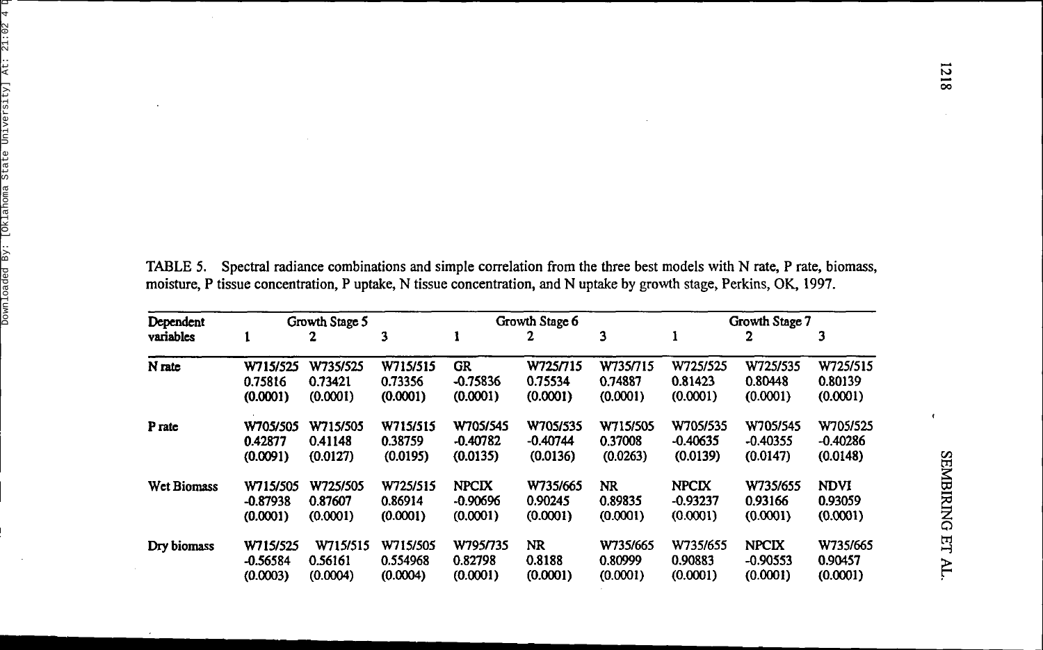TABLE 5. Spectral radiance combinations and simple correlation from the three best models with N rate, P rate, biomass, moisture, P tissue concentration, P uptake, N tissue concentration, and N uptake by growth stage, Perkins, OK, 1997.

| Dependent variables | Growth Stage 5 | | | Growth Stage 6 | | | Growth Stage 7 | | |
|---|---|---|---|---|---|---|---|---|---|
| | 1 | 2 | 3 | 1 | 2 | 3 | 1 | 2 | 3 |
| N rate | W715/525<br>0.75816<br>(0.0001) | W735/525<br>0.73421<br>(0.0001) | W715/515<br>0.73356<br>(0.0001) | GR<br>-0.75836<br>(0.0001) | W725/715<br>0.75534<br>(0.0001) | W735/715<br>0.74887<br>(0.0001) | W725/525<br>0.81423<br>(0.0001) | W725/535<br>0.80448<br>(0.0001) | W725/515<br>0.80139<br>(0.0001) |
| P rate | W705/505<br>0.42877<br>(0.0091) | W715/505<br>0.41148<br>(0.0127) | W715/515<br>0.38759<br>(0.0195) | W705/545<br>-0.40782<br>(0.0135) | W705/535<br>-0.40744<br>(0.0136) | W715/505<br>0.37008<br>(0.0263) | W705/535<br>-0.40635<br>(0.0139) | W705/545<br>-0.40355<br>(0.0147) | W705/525<br>-0.40286<br>(0.0148) |
| Wet Biomass | W715/505<br>-0.87938<br>(0.0001) | W725/505<br>0.87607<br>(0.0001) | W725/515<br>0.86914<br>(0.0001) | NPCIX<br>-0.90696<br>(0.0001) | W735/665<br>0.90245<br>(0.0001) | NR<br>0.89835<br>(0.0001) | NPCIX<br>-0.93237<br>(0.0001) | W735/655<br>0.93166<br>(0.0001) | NDVI<br>0.93059<br>(0.0001) |
| Dry biomass | W715/525<br>-0.56584<br>(0.0003) | W715/515<br>0.56161<br>(0.0004) | W715/505<br>0.554968<br>(0.0004) | W795/735<br>0.82798<br>(0.0001) | NR<br>0.8188<br>(0.0001) | W735/665<br>0.80999<br>(0.0001) | W735/655<br>0.90883<br>(0.0001) | NPCIX<br>-0.90553<br>(0.0001) | W735/665<br>0.90457<br>(0.0001) |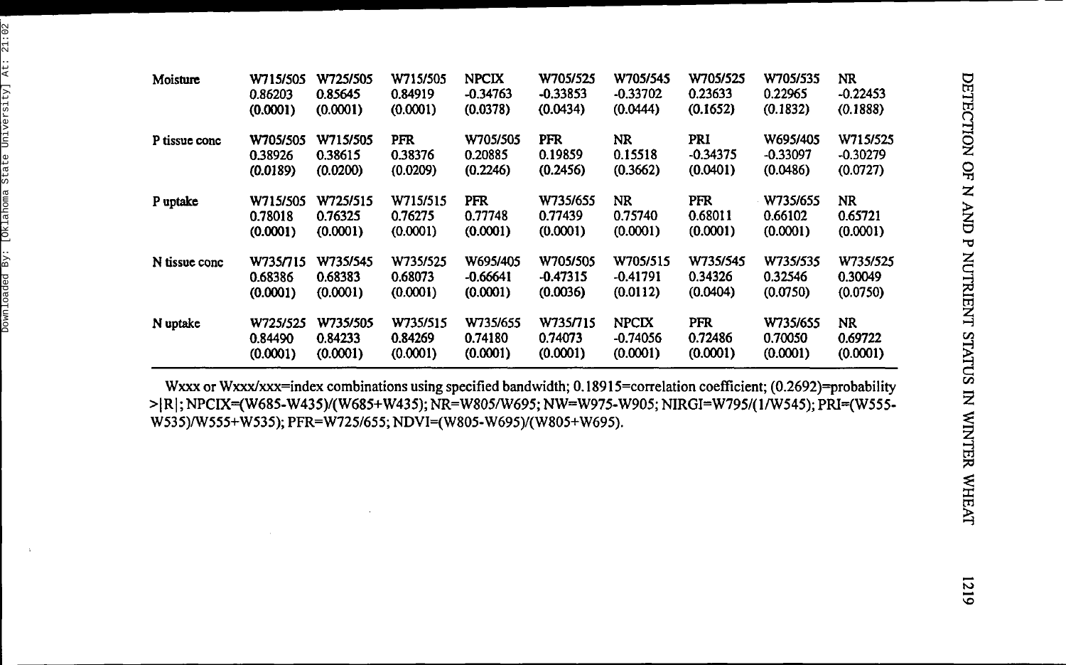| | | | | | | | | | |
|---|---|---|---|---|---|---|---|---|---|
| Moisture | W715/505 0.86203 (0.0001) | W725/505 0.85645 (0.0001) | W715/505 0.84919 (0.0001) | NPCIX -0.34763 (0.0378) | W705/525 -0.33853 (0.0434) | W705/545 -0.33702 (0.0444) | W705/525 0.23633 (0.1652) | W705/535 0.22965 (0.1832) | NR -0.22453 (0.1888) |
| P tissue conc | W705/505 0.38926 (0.0189) | W715/505 0.38615 (0.0200) | PFR 0.38376 (0.0209) | W705/505 0.20885 (0.2246) | PFR 0.19859 (0.2456) | NR 0.15518 (0.3662) | PRI -0.34375 (0.0401) | W695/405 -0.33097 (0.0486) | W715/525 -0.30279 (0.0727) |
| P uptake | W715/505 0.78018 (0.0001) | W725/515 0.76325 (0.0001) | W715/515 0.76275 (0.0001) | PFR 0.77748 (0.0001) | W735/655 0.77439 (0.0001) | NR 0.75740 (0.0001) | PFR 0.68011 (0.0001) | W735/655 0.66102 (0.0001) | NR 0.65721 (0.0001) |
| N tissue conc | W735/715 0.68386 (0.0001) | W735/545 0.68383 (0.0001) | W735/525 0.68073 (0.0001) | W695/405 -0.66641 (0.0001) | W705/505 -0.47315 (0.0036) | W705/515 -0.41791 (0.0112) | W735/545 0.34326 (0.0404) | W735/535 0.32546 (0.0750) | W735/525 0.30049 (0.0750) |
| N uptake | W725/525 0.84490 (0.0001) | W735/505 0.84233 (0.0001) | W735/515 0.84269 (0.0001) | W735/655 0.74180 (0.0001) | W735/715 0.74073 (0.0001) | NPCIX -0.74056 (0.0001) | PFR 0.72486 (0.0001) | W735/655 0.70050 (0.0001) | NR 0.69722 (0.0001) |

Wxxx or Wxxx/xxx=index combinations using specified bandwidth; 0.18915=correlation coefficient; (0.2692)=probability >|R|; NPCIX=(W685-W435)/(W685+W435); NR=W805/W695; NW=W975-W905; NIRGI=W795/(1/W545); PRI=(W555-W535)/W555+W535); PFR=W725/655; NDVI=(W805-W695)/(W805+W695).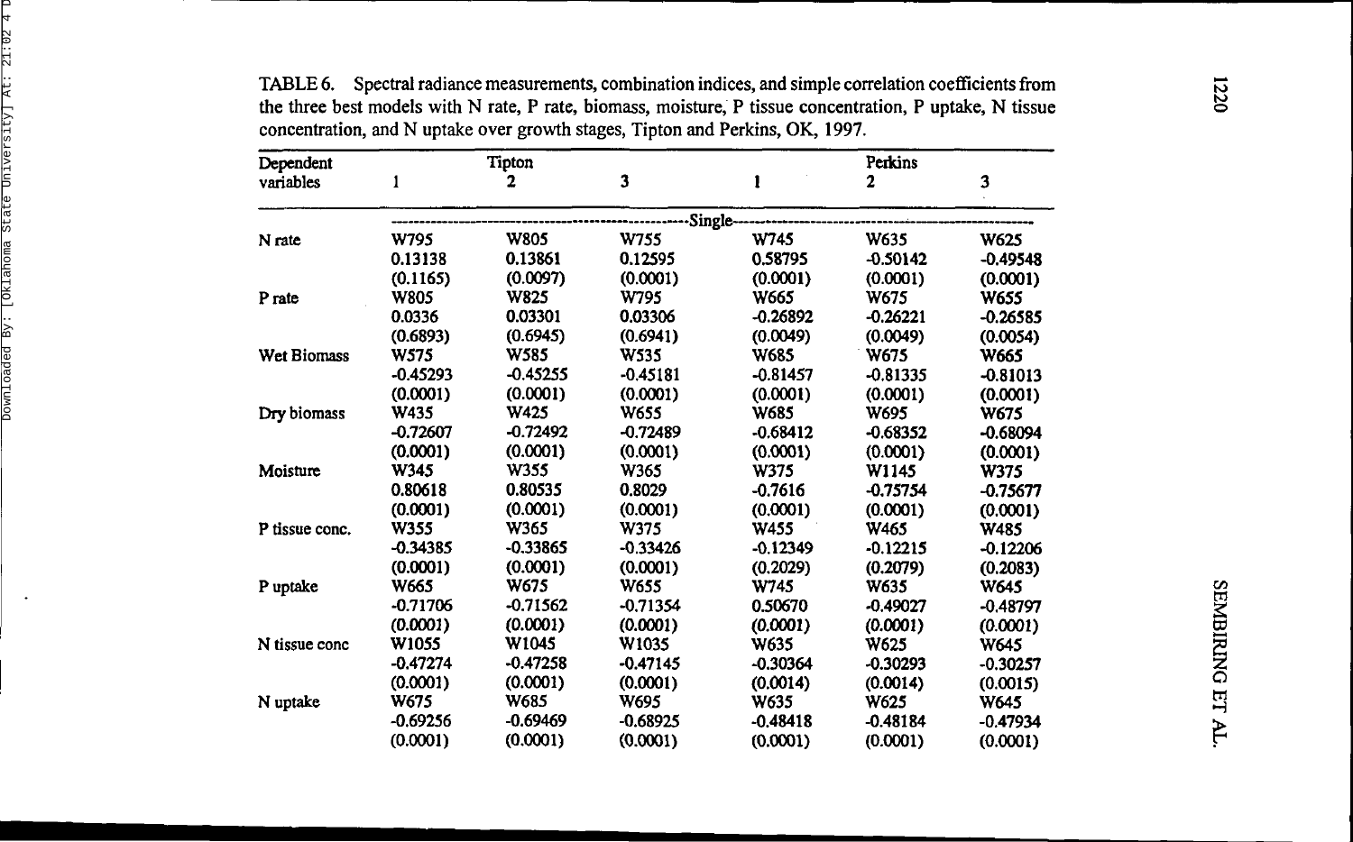TABLE 6. Spectral radiance measurements, combination indices, and simple correlation coefficients from the three best models with N rate, P rate, biomass, moisture, P tissue concentration, P uptake, N tissue concentration, and N uptake over growth stages, Tipton and Perkins, OK, 1997.

| Dependent variables | Tipton 1 | Tipton 2 | Tipton 3 | Perkins 1 | Perkins 2 | Perkins 3 |
|---|---|---|---|---|---|---|
| | Single | | | | | |
| N rate | W795 | W805 | W755 | W745 | W635 | W625 |
| | 0.13138 | 0.13861 | 0.12595 | 0.58795 | -0.50142 | -0.49548 |
| | (0.1165) | (0.0097) | (0.0001) | (0.0001) | (0.0001) | (0.0001) |
| P rate | W805 | W825 | W795 | W665 | W675 | W655 |
| | 0.0336 | 0.03301 | 0.03306 | -0.26892 | -0.26221 | -0.26585 |
| | (0.6893) | (0.6945) | (0.6941) | (0.0049) | (0.0049) | (0.0054) |
| Wet Biomass | W575 | W585 | W535 | W685 | W675 | W665 |
| | -0.45293 | -0.45255 | -0.45181 | -0.81457 | -0.81335 | -0.81013 |
| | (0.0001) | (0.0001) | (0.0001) | (0.0001) | (0.0001) | (0.0001) |
| Dry biomass | W435 | W425 | W655 | W685 | W695 | W675 |
| | -0.72607 | -0.72492 | -0.72489 | -0.68412 | -0.68352 | -0.68094 |
| | (0.0001) | (0.0001) | (0.0001) | (0.0001) | (0.0001) | (0.0001) |
| Moisture | W345 | W355 | W365 | W375 | W1145 | W375 |
| | 0.80618 | 0.80535 | 0.8029 | -0.7616 | -0.75754 | -0.75677 |
| | (0.0001) | (0.0001) | (0.0001) | (0.0001) | (0.0001) | (0.0001) |
| P tissue conc. | W355 | W365 | W375 | W455 | W465 | W485 |
| | -0.34385 | -0.33865 | -0.33426 | -0.12349 | -0.12215 | -0.12206 |
| | (0.0001) | (0.0001) | (0.0001) | (0.2029) | (0.2079) | (0.2083) |
| P uptake | W665 | W675 | W655 | W745 | W635 | W645 |
| | -0.71706 | -0.71562 | -0.71354 | 0.50670 | -0.49027 | -0.48797 |
| | (0.0001) | (0.0001) | (0.0001) | (0.0001) | (0.0001) | (0.0001) |
| N tissue conc | W1055 | W1045 | W1035 | W635 | W625 | W645 |
| | -0.47274 | -0.47258 | -0.47145 | -0.30364 | -0.30293 | -0.30257 |
| | (0.0001) | (0.0001) | (0.0001) | (0.0014) | (0.0014) | (0.0015) |
| N uptake | W675 | W685 | W695 | W635 | W625 | W645 |
| | -0.69256 | -0.69469 | -0.68925 | -0.48418 | -0.48184 | -0.47934 |
| | (0.0001) | (0.0001) | (0.0001) | (0.0001) | (0.0001) | (0.0001) |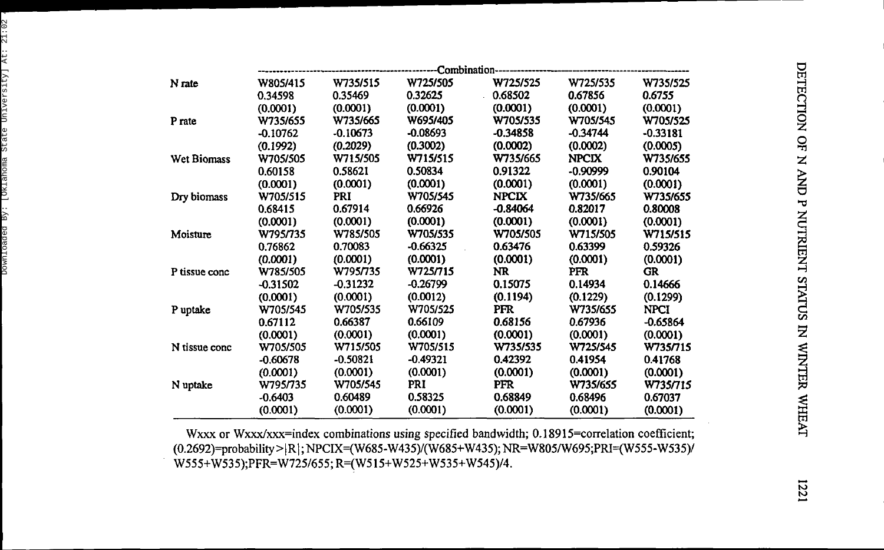| | Combination | | | | | |
|---|---|---|---|---|---|---|
| N rate | W805/415 | W735/515 | W725/505 | W725/525 | W725/535 | W735/525 |
| | 0.34598 | 0.35469 | 0.32625 | 0.68502 | 0.67856 | 0.6755 |
| | (0.0001) | (0.0001) | (0.0001) | (0.0001) | (0.0001) | (0.0001) |
| P rate | W735/655 | W735/665 | W695/405 | W705/535 | W705/545 | W705/525 |
| | -0.10762 | -0.10673 | -0.08693 | -0.34858 | -0.34744 | -0.33181 |
| | (0.1992) | (0.2029) | (0.3002) | (0.0002) | (0.0002) | (0.0005) |
| Wet Biomass | W705/505 | W715/505 | W715/515 | W735/665 | NPCIX | W735/655 |
| | 0.60158 | 0.58621 | 0.50834 | 0.91322 | -0.90999 | 0.90104 |
| | (0.0001) | (0.0001) | (0.0001) | (0.0001) | (0.0001) | (0.0001) |
| Dry biomass | W705/515 | PRI | W705/545 | NPCIX | W735/665 | W735/655 |
| | 0.68415 | 0.67914 | 0.66926 | -0.84064 | 0.82017 | 0.80008 |
| | (0.0001) | (0.0001) | (0.0001) | (0.0001) | (0.0001) | (0.0001) |
| Moisture | W795/735 | W785/505 | W705/535 | W705/505 | W715/505 | W715/515 |
| | 0.76862 | 0.70083 | -0.66325 | 0.63476 | 0.63399 | 0.59326 |
| | (0.0001) | (0.0001) | (0.0001) | (0.0001) | (0.0001) | (0.0001) |
| P tissue conc | W785/505 | W795/735 | W725/715 | NR | PFR | GR |
| | -0.31502 | -0.31232 | -0.26799 | 0.15075 | 0.14934 | 0.14666 |
| | (0.0001) | (0.0001) | (0.0012) | (0.1194) | (0.1229) | (0.1299) |
| P uptake | W705/545 | W705/535 | W705/525 | PFR | W735/655 | NPCI |
| | 0.67112 | 0.66387 | 0.66109 | 0.68156 | 0.67936 | -0.65864 |
| | (0.0001) | (0.0001) | (0.0001) | (0.0001) | (0.0001) | (0.0001) |
| N tissue conc | W705/505 | W715/505 | W705/515 | W735/535 | W725/545 | W735/715 |
| | -0.60678 | -0.50821 | -0.49321 | 0.42392 | 0.41954 | 0.41768 |
| | (0.0001) | (0.0001) | (0.0001) | (0.0001) | (0.0001) | (0.0001) |
| N uptake | W795/735 | W705/545 | PRI | PFR | W735/655 | W735/715 |
| | -0.6403 | 0.60489 | 0.58325 | 0.68849 | 0.68496 | 0.67037 |
| | (0.0001) | (0.0001) | (0.0001) | (0.0001) | (0.0001) | (0.0001) |

Wxxx or Wxxx/xxx=index combinations using specified bandwidth; 0.18915=correlation coefficient; (0.2692)=probability>|R|; NPCIX=(W685-W435)/(W685+W435); NR=W805/W695; PRI=(W555-W535)/W555+W535); PFR=W725/655; R=(W515+W525+W535+W545)/4.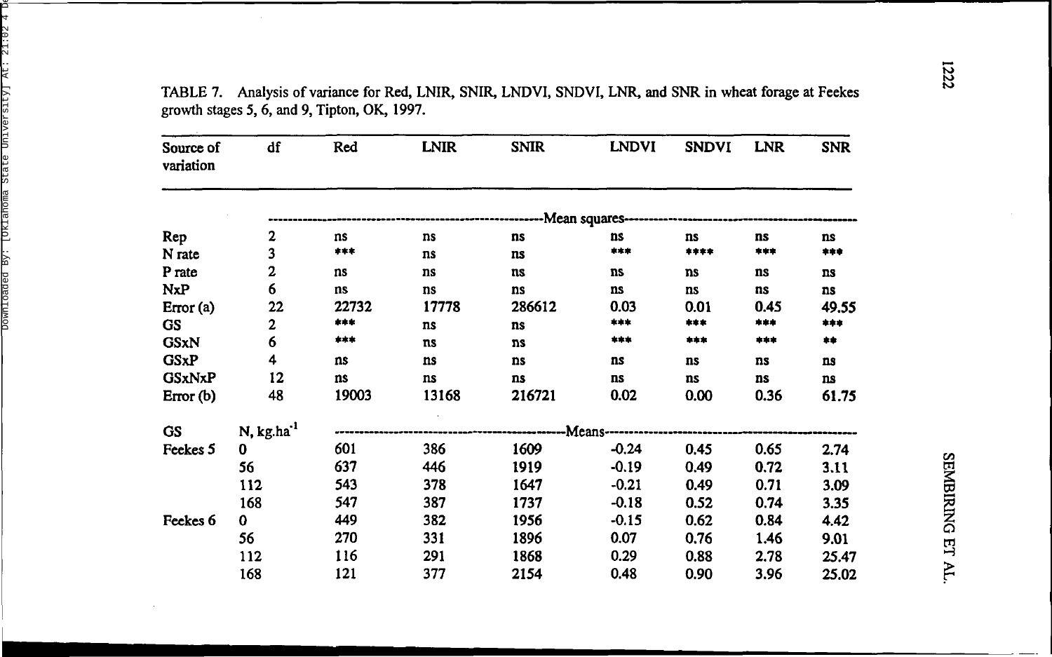TABLE 7. Analysis of variance for Red, LNIR, SNIR, LNDVI, SNDVI, LNR, and SNR in wheat forage at Feekes growth stages 5, 6, and 9, Tipton, OK, 1997.

| Source of variation | df | Red | LNIR | SNIR | LNDVI | SNDVI | LNR | SNR |
|---|---|---|---|---|---|---|---|---|
| | | Mean squares | | | | | | |
| Rep | 2 | ns | ns | ns | ns | ns | ns | ns |
| N rate | 3 | *** | ns | ns | *** | **** | *** | *** |
| P rate | 2 | ns | ns | ns | ns | ns | ns | ns |
| NxP | 6 | ns | ns | ns | ns | ns | ns | ns |
| Error (a) | 22 | 22732 | 17778 | 286612 | 0.03 | 0.01 | 0.45 | 49.55 |
| GS | 2 | *** | ns | ns | *** | *** | *** | *** |
| GSxN | 6 | *** | ns | ns | *** | *** | *** | ** |
| GSxP | 4 | ns | ns | ns | ns | ns | ns | ns |
| GSxNxP | 12 | ns | ns | ns | ns | ns | ns | ns |
| Error (b) | 48 | 19003 | 13168 | 216721 | 0.02 | 0.00 | 0.36 | 61.75 |
| GS | N, kg.ha$^{-1}$ | Means | | | | | | |
| Feekes 5 | 0 | 601 | 386 | 1609 | -0.24 | 0.45 | 0.65 | 2.74 |
| | 56 | 637 | 446 | 1919 | -0.19 | 0.49 | 0.72 | 3.11 |
| | 112 | 543 | 378 | 1647 | -0.21 | 0.49 | 0.71 | 3.09 |
| | 168 | 547 | 387 | 1737 | -0.18 | 0.52 | 0.74 | 3.35 |
| Feekes 6 | 0 | 449 | 382 | 1956 | -0.15 | 0.62 | 0.84 | 4.42 |
| | 56 | 270 | 331 | 1896 | 0.07 | 0.76 | 1.46 | 9.01 |
| | 112 | 116 | 291 | 1868 | 0.29 | 0.88 | 2.78 | 25.47 |
| | 168 | 121 | 377 | 2154 | 0.48 | 0.90 | 3.96 | 25.02 |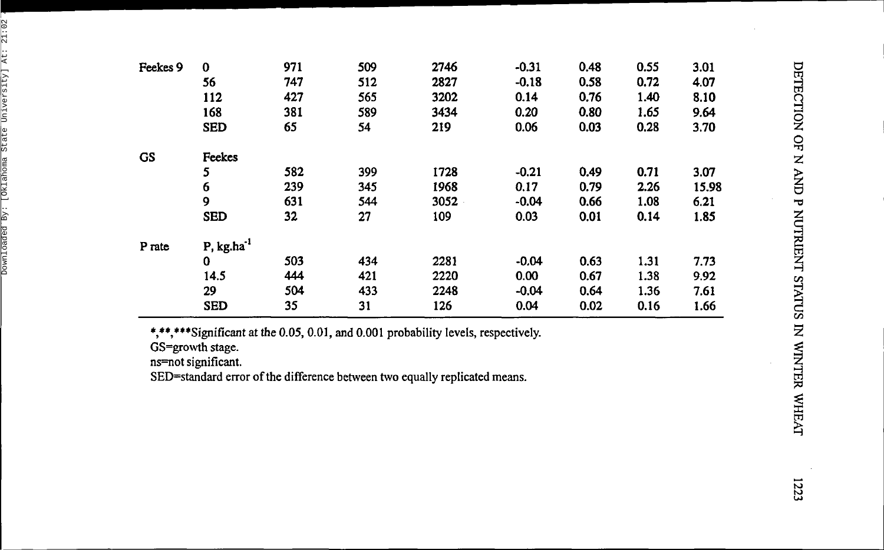| | | | | | | | | |
|---|---|---|---|---|---|---|---|---|
| Feekes 9 | 0 | 971 | 509 | 2746 | -0.31 | 0.48 | 0.55 | 3.01 |
| | 56 | 747 | 512 | 2827 | -0.18 | 0.58 | 0.72 | 4.07 |
| | 112 | 427 | 565 | 3202 | 0.14 | 0.76 | 1.40 | 8.10 |
| | 168 | 381 | 589 | 3434 | 0.20 | 0.80 | 1.65 | 9.64 |
| | SED | 65 | 54 | 219 | 0.06 | 0.03 | 0.28 | 3.70 |
| GS | Feekes | | | | | | | |
| | 5 | 582 | 399 | 1728 | -0.21 | 0.49 | 0.71 | 3.07 |
| | 6 | 239 | 345 | 1968 | 0.17 | 0.79 | 2.26 | 15.98 |
| | 9 | 631 | 544 | 3052 | -0.04 | 0.66 | 1.08 | 6.21 |
| | SED | 32 | 27 | 109 | 0.03 | 0.01 | 0.14 | 1.85 |
| P rate | P, $kg.ha^{-1}$ | | | | | | | |
| | 0 | 503 | 434 | 2281 | -0.04 | 0.63 | 1.31 | 7.73 |
| | 14.5 | 444 | 421 | 2220 | 0.00 | 0.67 | 1.38 | 9.92 |
| | 29 | 504 | 433 | 2248 | -0.04 | 0.64 | 1.36 | 7.61 |
| | SED | 35 | 31 | 126 | 0.04 | 0.02 | 0.16 | 1.66 |

*,**,***Significant at the 0.05, 0.01, and 0.001 probability levels, respectively.
GS=growth stage.
ns=not significant.
SED=standard error of the difference between two equally replicated means.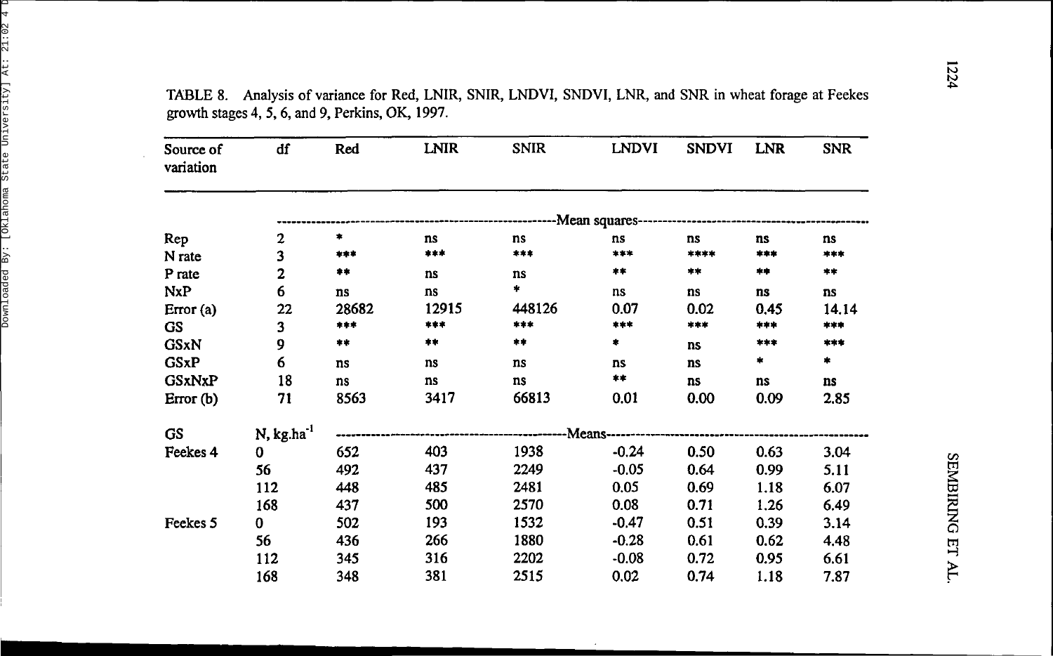TABLE 8. Analysis of variance for Red, LNIR, SNIR, LNDVI, SNDVI, LNR, and SNR in wheat forage at Feekes growth stages 4, 5, 6, and 9, Perkins, OK, 1997.

| Source of variation | df | Red | LNIR | SNIR | LNDVI | SNDVI | LNR | SNR |
|---|---|---|---|---|---|---|---|---|
| | | -------- | -------- | -------- | Mean squares | -------- | -------- | -------- |
| Rep | 2 | * | ns | ns | ns | ns | ns | ns |
| N rate | 3 | *** | *** | *** | *** | **** | *** | *** |
| P rate | 2 | ** | ns | ns | ** | ** | ** | ** |
| NxP | 6 | ns | ns | * | ns | ns | ns | ns |
| Error (a) | 22 | 28682 | 12915 | 448126 | 0.07 | 0.02 | 0.45 | 14.14 |
| GS | 3 | *** | *** | *** | *** | *** | *** | *** |
| GSxN | 9 | ** | ** | ** | * | ns | *** | *** |
| GSxP | 6 | ns | ns | ns | ns | ns | * | * |
| GSxNxP | 18 | ns | ns | ns | ** | ns | ns | ns |
| Error (b) | 71 | 8563 | 3417 | 66813 | 0.01 | 0.00 | 0.09 | 2.85 |
| GS | N, kg.ha$^{-1}$ | -------- | -------- | -------- | Means | -------- | -------- | -------- |
| Feekes 4 | 0 | 652 | 403 | 1938 | -0.24 | 0.50 | 0.63 | 3.04 |
| | 56 | 492 | 437 | 2249 | -0.05 | 0.64 | 0.99 | 5.11 |
| | 112 | 448 | 485 | 2481 | 0.05 | 0.69 | 1.18 | 6.07 |
| | 168 | 437 | 500 | 2570 | 0.08 | 0.71 | 1.26 | 6.49 |
| Feekes 5 | 0 | 502 | 193 | 1532 | -0.47 | 0.51 | 0.39 | 3.14 |
| | 56 | 436 | 266 | 1880 | -0.28 | 0.61 | 0.62 | 4.48 |
| | 112 | 345 | 316 | 2202 | -0.08 | 0.72 | 0.95 | 6.61 |
| | 168 | 348 | 381 | 2515 | 0.02 | 0.74 | 1.18 | 7.87 |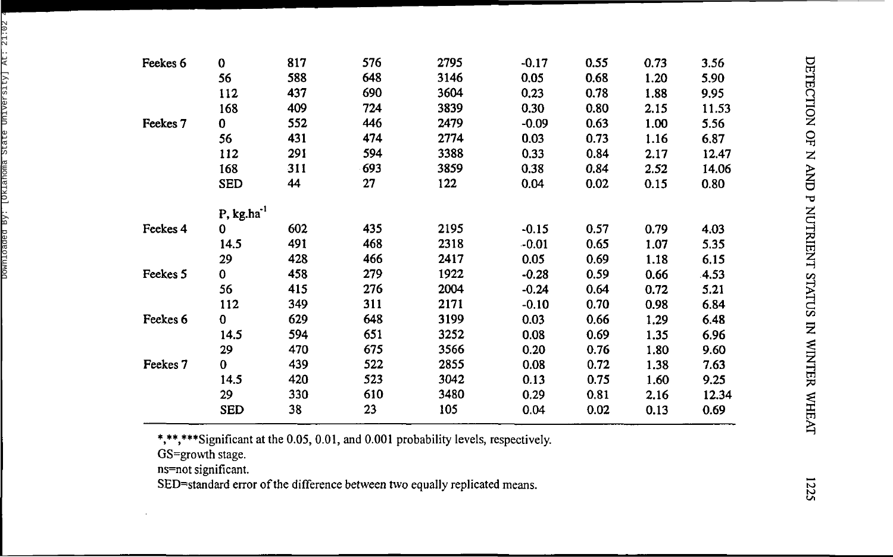| | | | | | | | | |
|---|---|---|---|---|---|---|---|---|
| Feekes 6 | 0 | 817 | 576 | 2795 | -0.17 | 0.55 | 0.73 | 3.56 |
| | 56 | 588 | 648 | 3146 | 0.05 | 0.68 | 1.20 | 5.90 |
| | 112 | 437 | 690 | 3604 | 0.23 | 0.78 | 1.88 | 9.95 |
| | 168 | 409 | 724 | 3839 | 0.30 | 0.80 | 2.15 | 11.53 |
| Feekes 7 | 0 | 552 | 446 | 2479 | -0.09 | 0.63 | 1.00 | 5.56 |
| | 56 | 431 | 474 | 2774 | 0.03 | 0.73 | 1.16 | 6.87 |
| | 112 | 291 | 594 | 3388 | 0.33 | 0.84 | 2.17 | 12.47 |
| | 168 | 311 | 693 | 3859 | 0.38 | 0.84 | 2.52 | 14.06 |
| | **SED** | 44 | 27 | 122 | 0.04 | 0.02 | 0.15 | 0.80 |
| | **P, kg.ha$^{-1}$** | | | | | | | |
| Feekes 4 | 0 | 602 | 435 | 2195 | -0.15 | 0.57 | 0.79 | 4.03 |
| | 14.5 | 491 | 468 | 2318 | -0.01 | 0.65 | 1.07 | 5.35 |
| | 29 | 428 | 466 | 2417 | 0.05 | 0.69 | 1.18 | 6.15 |
| Feekes 5 | 0 | 458 | 279 | 1922 | -0.28 | 0.59 | 0.66 | 4.53 |
| | 56 | 415 | 276 | 2004 | -0.24 | 0.64 | 0.72 | 5.21 |
| | 112 | 349 | 311 | 2171 | -0.10 | 0.70 | 0.98 | 6.84 |
| Feekes 6 | 0 | 629 | 648 | 3199 | 0.03 | 0.66 | 1.29 | 6.48 |
| | 14.5 | 594 | 651 | 3252 | 0.08 | 0.69 | 1.35 | 6.96 |
| | 29 | 470 | 675 | 3566 | 0.20 | 0.76 | 1.80 | 9.60 |
| Feekes 7 | 0 | 439 | 522 | 2855 | 0.08 | 0.72 | 1.38 | 7.63 |
| | 14.5 | 420 | 523 | 3042 | 0.13 | 0.75 | 1.60 | 9.25 |
| | 29 | 330 | 610 | 3480 | 0.29 | 0.81 | 2.16 | 12.34 |
| | **SED** | 38 | 23 | 105 | 0.04 | 0.02 | 0.13 | 0.69 |

*,**,***Significant at the 0.05, 0.01, and 0.001 probability levels, respectively.

GS=growth stage.

ns=not significant.

SED=standard error of the difference between two equally replicated means.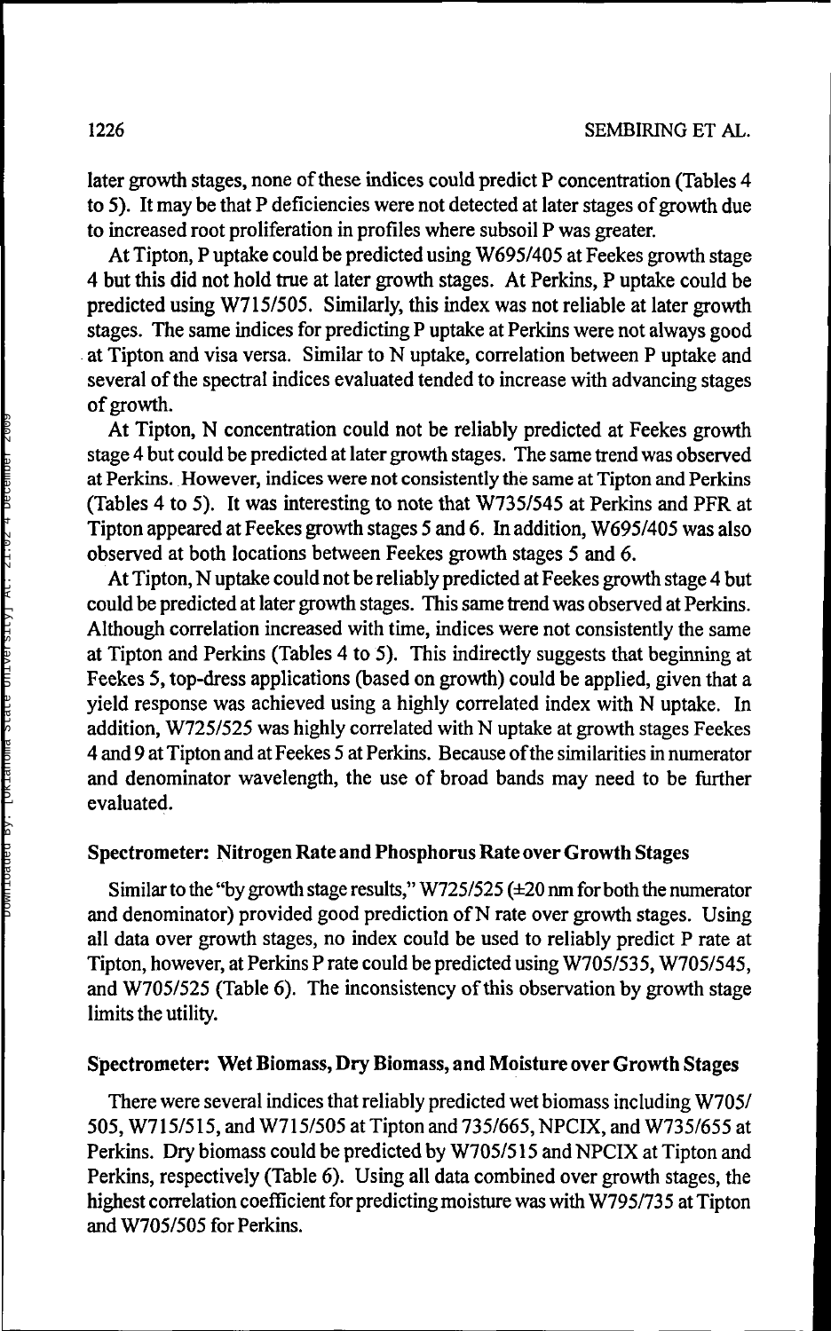later growth stages, none of these indices could predict P concentration (Tables 4 to 5). It may be that P deficiencies were not detected at later stages of growth due to increased root proliferation in profiles where subsoil P was greater.

At Tipton, P uptake could be predicted using W695/405 at Feekes growth stage 4 but this did not hold true at later growth stages. At Perkins, P uptake could be predicted using W715/505. Similarly, this index was not reliable at later growth stages. The same indices for predicting P uptake at Perkins were not always good at Tipton and visa versa. Similar to N uptake, correlation between P uptake and several of the spectral indices evaluated tended to increase with advancing stages of growth.

At Tipton, N concentration could not be reliably predicted at Feekes growth stage 4 but could be predicted at later growth stages. The same trend was observed at Perkins. However, indices were not consistently the same at Tipton and Perkins (Tables 4 to 5). It was interesting to note that W735/545 at Perkins and PFR at Tipton appeared at Feekes growth stages 5 and 6. In addition, W695/405 was also observed at both locations between Feekes growth stages 5 and 6.

At Tipton, N uptake could not be reliably predicted at Feekes growth stage 4 but could be predicted at later growth stages. This same trend was observed at Perkins. Although correlation increased with time, indices were not consistently the same at Tipton and Perkins (Tables 4 to 5). This indirectly suggests that beginning at Feekes 5, top-dress applications (based on growth) could be applied, given that a yield response was achieved using a highly correlated index with N uptake. In addition, W725/525 was highly correlated with N uptake at growth stages Feekes 4 and 9 at Tipton and at Feekes 5 at Perkins. Because of the similarities in numerator and denominator wavelength, the use of broad bands may need to be further evaluated.

### Spectrometer: Nitrogen Rate and Phosphorus Rate over Growth Stages

Similar to the "by growth stage results," W725/525 (±20 nm for both the numerator and denominator) provided good prediction of N rate over growth stages. Using all data over growth stages, no index could be used to reliably predict P rate at Tipton, however, at Perkins P rate could be predicted using W705/535, W705/545, and W705/525 (Table 6). The inconsistency of this observation by growth stage limits the utility.

### Spectrometer: Wet Biomass, Dry Biomass, and Moisture over Growth Stages

There were several indices that reliably predicted wet biomass including W705/505, W715/515, and W715/505 at Tipton and 735/665, NPCIX, and W735/655 at Perkins. Dry biomass could be predicted by W705/515 and NPCIX at Tipton and Perkins, respectively (Table 6). Using all data combined over growth stages, the highest correlation coefficient for predicting moisture was with W795/735 at Tipton and W705/505 for Perkins.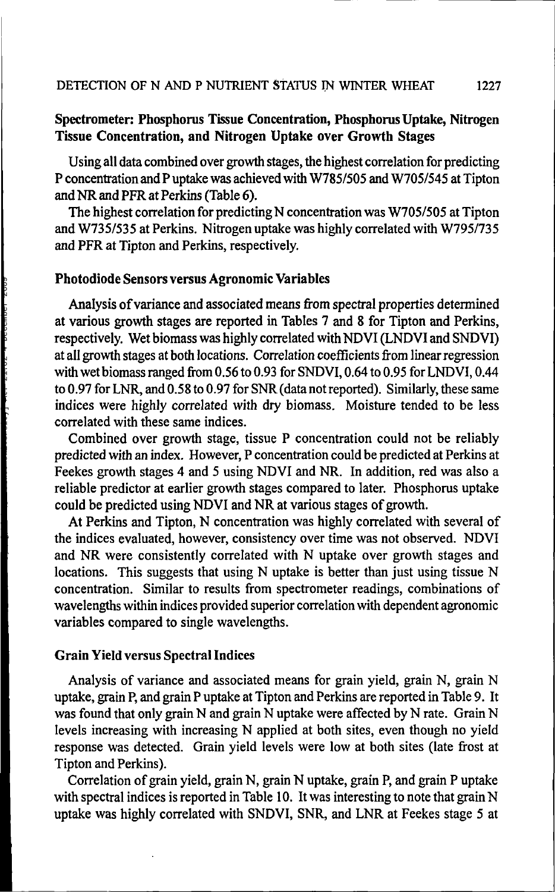**Spectrometer: Phosphorus Tissue Concentration, Phosphorus Uptake, Nitrogen Tissue Concentration, and Nitrogen Uptake over Growth Stages**

Using all data combined over growth stages, the highest correlation for predicting P concentration and P uptake was achieved with W785/505 and W705/545 at Tipton and NR and PFR at Perkins (Table 6).

The highest correlation for predicting N concentration was W705/505 at Tipton and W735/535 at Perkins. Nitrogen uptake was highly correlated with W795/735 and PFR at Tipton and Perkins, respectively.

**Photodiode Sensors versus Agronomic Variables**

Analysis of variance and associated means from spectral properties determined at various growth stages are reported in Tables 7 and 8 for Tipton and Perkins, respectively. Wet biomass was highly correlated with NDVI (LNDVI and SNDVI) at all growth stages at both locations. Correlation coefficients from linear regression with wet biomass ranged from 0.56 to 0.93 for SNDVI, 0.64 to 0.95 for LNDVI, 0.44 to 0.97 for LNR, and 0.58 to 0.97 for SNR (data not reported). Similarly, these same indices were highly correlated with dry biomass. Moisture tended to be less correlated with these same indices.

Combined over growth stage, tissue P concentration could not be reliably predicted with an index. However, P concentration could be predicted at Perkins at Feekes growth stages 4 and 5 using NDVI and NR. In addition, red was also a reliable predictor at earlier growth stages compared to later. Phosphorus uptake could be predicted using NDVI and NR at various stages of growth.

At Perkins and Tipton, N concentration was highly correlated with several of the indices evaluated, however, consistency over time was not observed. NDVI and NR were consistently correlated with N uptake over growth stages and locations. This suggests that using N uptake is better than just using tissue N concentration. Similar to results from spectrometer readings, combinations of wavelengths within indices provided superior correlation with dependent agronomic variables compared to single wavelengths.

**Grain Yield versus Spectral Indices**

Analysis of variance and associated means for grain yield, grain N, grain N uptake, grain P, and grain P uptake at Tipton and Perkins are reported in Table 9. It was found that only grain N and grain N uptake were affected by N rate. Grain N levels increasing with increasing N applied at both sites, even though no yield response was detected. Grain yield levels were low at both sites (late frost at Tipton and Perkins).

Correlation of grain yield, grain N, grain N uptake, grain P, and grain P uptake with spectral indices is reported in Table 10. It was interesting to note that grain N uptake was highly correlated with SNDVI, SNR, and LNR at Feekes stage 5 at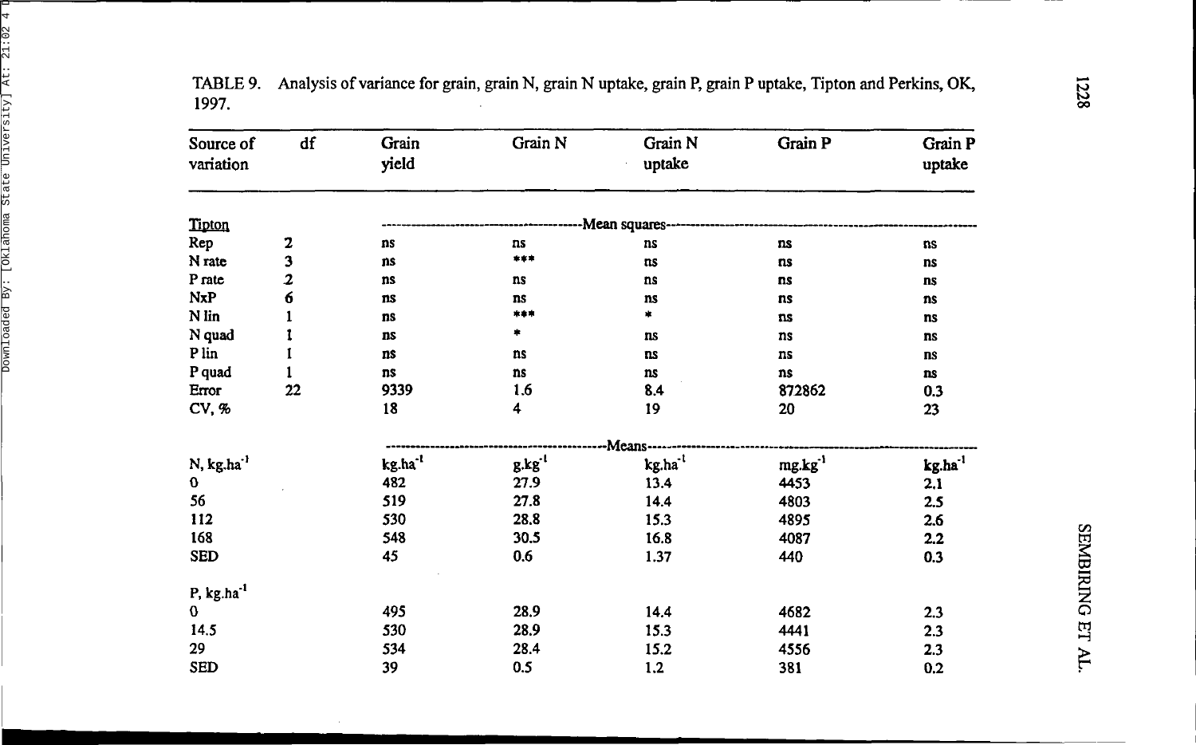TABLE 9. Analysis of variance for grain, grain N, grain N uptake, grain P, grain P uptake, Tipton and Perkins, OK, 1997.

| Source of variation | df | Grain yield | Grain N | Grain N uptake | Grain P | Grain P uptake |
|---|---|---|---|---|---|---|
| Tipton | | Mean squares | | | | |
| Rep | 2 | ns | ns | ns | ns | ns |
| N rate | 3 | ns | *** | ns | ns | ns |
| P rate | 2 | ns | ns | ns | ns | ns |
| NxP | 6 | ns | ns | ns | ns | ns |
| N lin | 1 | ns | *** | * | ns | ns |
| N quad | 1 | ns | * | ns | ns | ns |
| P lin | 1 | ns | ns | ns | ns | ns |
| P quad | 1 | ns | ns | ns | ns | ns |
| Error | 22 | 9339 | 1.6 | 8.4 | 872862 | 0.3 |
| CV, % | | 18 | 4 | 19 | 20 | 23 |
| | | Means | | | | |
| N, $kg.ha^{-1}$ | | $kg.ha^{-1}$ | $g.kg^{-1}$ | $kg.ha^{-1}$ | $mg.kg^{-1}$ | $kg.ha^{-1}$ |
| 0 | | 482 | 27.9 | 13.4 | 4453 | 2.1 |
| 56 | | 519 | 27.8 | 14.4 | 4803 | 2.5 |
| 112 | | 530 | 28.8 | 15.3 | 4895 | 2.6 |
| 168 | | 548 | 30.5 | 16.8 | 4087 | 2.2 |
| SED | | 45 | 0.6 | 1.37 | 440 | 0.3 |
| P, $kg.ha^{-1}$ | | | | | | |
| 0 | | 495 | 28.9 | 14.4 | 4682 | 2.3 |
| 14.5 | | 530 | 28.9 | 15.3 | 4441 | 2.3 |
| 29 | | 534 | 28.4 | 15.2 | 4556 | 2.3 |
| SED | | 39 | 0.5 | 1.2 | 381 | 0.2 |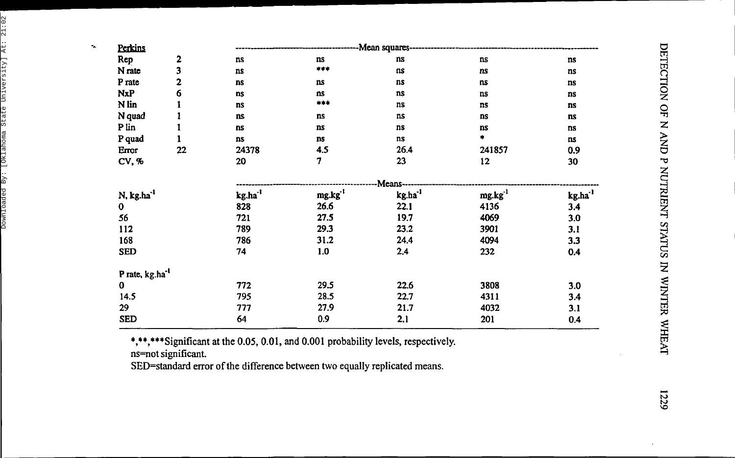| Perkins | | | | Mean squares | | |
|---|---|---|---|---|---|---|
| Rep | 2 | ns | ns | ns | ns | ns |
| N rate | 3 | ns | *** | ns | ns | ns |
| P rate | 2 | ns | ns | ns | ns | ns |
| NxP | 6 | ns | ns | ns | ns | ns |
| N lin | 1 | ns | *** | ns | ns | ns |
| N quad | 1 | ns | ns | ns | ns | ns |
| P lin | 1 | ns | ns | ns | ns | ns |
| P quad | 1 | ns | ns | ns | * | ns |
| Error | 22 | 24378 | 4.5 | 26.4 | 241857 | 0.9 |
| CV, % | | 20 | 7 | 23 | 12 | 30 |
| | | | | Means | | |
| N, kg.ha$^{-1}$ | | kg.ha$^{-1}$ | mg.kg$^{-1}$ | kg.ha$^{-1}$ | mg.kg$^{-1}$ | kg.ha$^{-1}$ |
| 0 | | 828 | 26.6 | 22.1 | 4136 | 3.4 |
| 56 | | 721 | 27.5 | 19.7 | 4069 | 3.0 |
| 112 | | 789 | 29.3 | 23.2 | 3901 | 3.1 |
| 168 | | 786 | 31.2 | 24.4 | 4094 | 3.3 |
| SED | | 74 | 1.0 | 2.4 | 232 | 0.4 |
| P rate, kg.ha$^{-1}$ | | | | | | |
| 0 | | 772 | 29.5 | 22.6 | 3808 | 3.0 |
| 14.5 | | 795 | 28.5 | 22.7 | 4311 | 3.4 |
| 29 | | 777 | 27.9 | 21.7 | 4032 | 3.1 |
| SED | | 64 | 0.9 | 2.1 | 201 | 0.4 |

*,**,***Significant at the 0.05, 0.01, and 0.001 probability levels, respectively.

ns=not significant.

SED=standard error of the difference between two equally replicated means.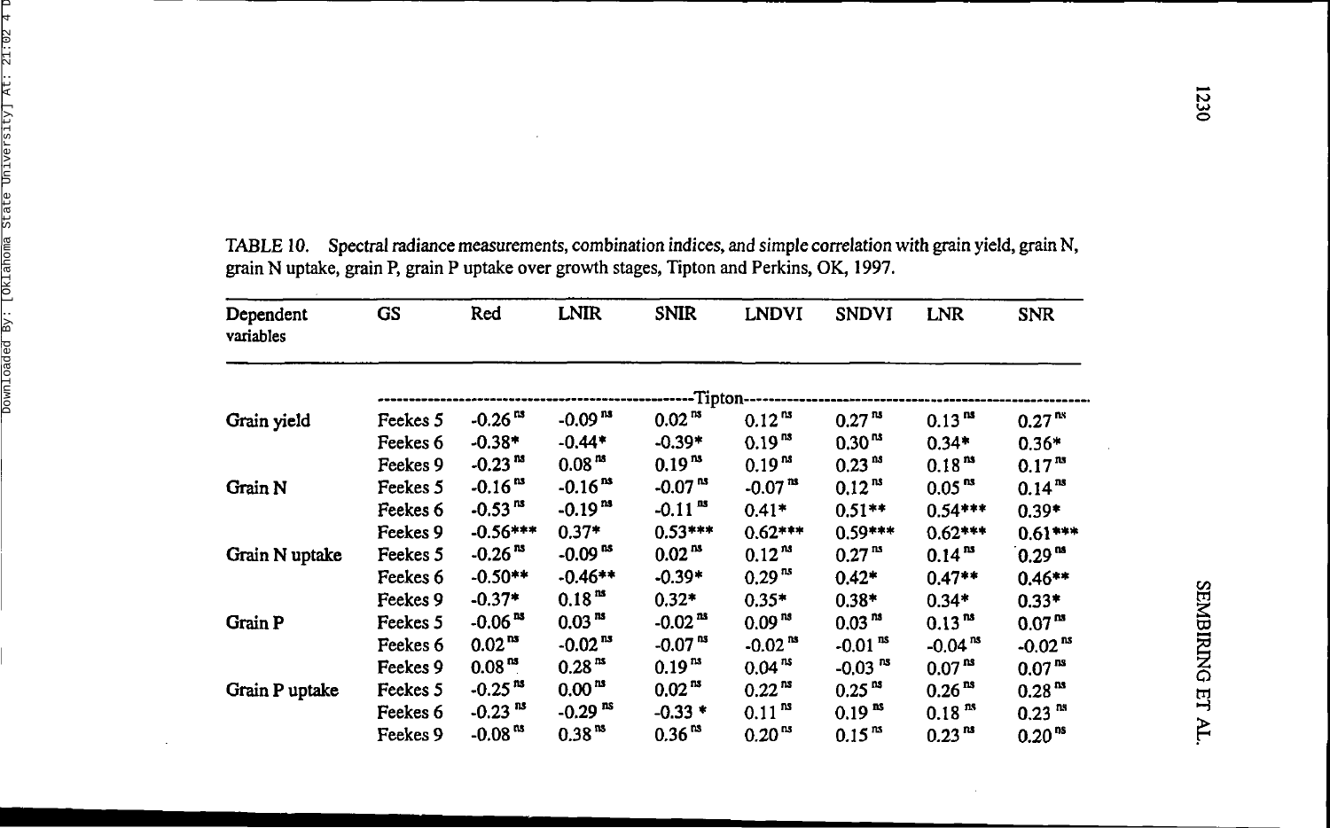TABLE 10. Spectral radiance measurements, combination indices, and simple correlation with grain yield, grain N, grain N uptake, grain P, grain P uptake over growth stages, Tipton and Perkins, OK, 1997.

| Dependent variables | GS | Red | LNIR | SNIR | LNDVI | SNDVI | LNR | SNR |
|---|---|---|---|---|---|---|---|---|
| | | | | Tipton | | | | |
| Grain yield | Feekes 5 | -0.26 ns | -0.09 ns | 0.02 ns | 0.12 ns | 0.27 ns | 0.13 ns | 0.27 ns |
| | Feekes 6 | -0.38* | -0.44* | -0.39* | 0.19 ns | 0.30 ns | 0.34* | 0.36* |
| | Feekes 9 | -0.23 ns | 0.08 ns | 0.19 ns | 0.19 ns | 0.23 ns | 0.18 ns | 0.17 ns |
| Grain N | Feekes 5 | -0.16 ns | -0.16 ns | -0.07 ns | -0.07 ns | 0.12 ns | 0.05 ns | 0.14 ns |
| | Feekes 6 | -0.53 ns | -0.19 ns | -0.11 ns | 0.41* | 0.51** | 0.54*** | 0.39* |
| | Feekes 9 | -0.56*** | 0.37* | 0.53*** | 0.62*** | 0.59*** | 0.62*** | 0.61*** |
| Grain N uptake | Feekes 5 | -0.26 ns | -0.09 ns | 0.02 ns | 0.12 ns | 0.27 ns | 0.14 ns | 0.29 ns |
| | Feekes 6 | -0.50** | -0.46** | -0.39* | 0.29 ns | 0.42* | 0.47** | 0.46** |
| | Feekes 9 | -0.37* | 0.18 ns | 0.32* | 0.35* | 0.38* | 0.34* | 0.33* |
| Grain P | Feekes 5 | -0.06 ns | 0.03 ns | -0.02 ns | 0.09 ns | 0.03 ns | 0.13 ns | 0.07 ns |
| | Feekes 6 | 0.02 ns | -0.02 ns | -0.07 ns | -0.02 ns | -0.01 ns | -0.04 ns | -0.02 ns |
| | Feekes 9 | 0.08 ns | 0.28 ns | 0.19 ns | 0.04 ns | -0.03 ns | 0.07 ns | 0.07 ns |
| Grain P uptake | Feekes 5 | -0.25 ns | 0.00 ns | 0.02 ns | 0.22 ns | 0.25 ns | 0.26 ns | 0.28 ns |
| | Feekes 6 | -0.23 ns | -0.29 ns | -0.33 * | 0.11 ns | 0.19 ns | 0.18 ns | 0.23 ns |
| | Feekes 9 | -0.08 ns | 0.38 ns | 0.36 ns | 0.20 ns | 0.15 ns | 0.23 ns | 0.20 ns |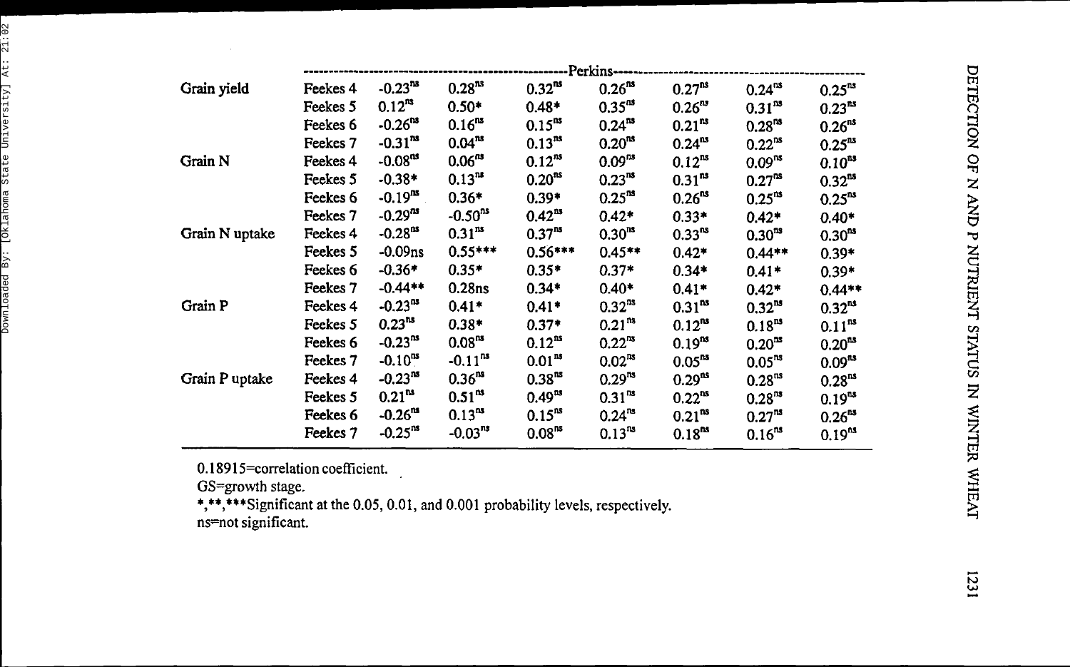| | | Perkins | | | | | | |
|---|---|---|---|---|---|---|---|---|
| Grain yield | Feekes 4 | -0.23$^{ns}$ | 0.28$^{ns}$ | 0.32$^{ns}$ | 0.26$^{ns}$ | 0.27$^{ns}$ | 0.24$^{ns}$ | 0.25$^{ns}$ |
| | Feekes 5 | 0.12$^{ns}$ | 0.50* | 0.48* | 0.35$^{ns}$ | 0.26$^{ns}$ | 0.31$^{ns}$ | 0.23$^{ns}$ |
| | Feekes 6 | -0.26$^{ns}$ | 0.16$^{ns}$ | 0.15$^{ns}$ | 0.24$^{ns}$ | 0.21$^{ns}$ | 0.28$^{ns}$ | 0.26$^{ns}$ |
| | Feekes 7 | -0.31$^{ns}$ | 0.04$^{ns}$ | 0.13$^{ns}$ | 0.20$^{ns}$ | 0.24$^{ns}$ | 0.22$^{ns}$ | 0.25$^{ns}$ |
| Grain N | Feekes 4 | -0.08$^{ns}$ | 0.06$^{ns}$ | 0.12$^{ns}$ | 0.09$^{ns}$ | 0.12$^{ns}$ | 0.09$^{ns}$ | 0.10$^{ns}$ |
| | Feekes 5 | -0.38* | 0.13$^{ns}$ | 0.20$^{ns}$ | 0.23$^{ns}$ | 0.31$^{ns}$ | 0.27$^{ns}$ | 0.32$^{ns}$ |
| | Feekes 6 | -0.19$^{ns}$ | 0.36* | 0.39* | 0.25$^{ns}$ | 0.26$^{ns}$ | 0.25$^{ns}$ | 0.25$^{ns}$ |
| | Feekes 7 | -0.29$^{ns}$ | -0.50$^{ns}$ | 0.42$^{ns}$ | 0.42* | 0.33* | 0.42* | 0.40* |
| Grain N uptake | Feekes 4 | -0.28$^{ns}$ | 0.31$^{ns}$ | 0.37$^{ns}$ | 0.30$^{ns}$ | 0.33$^{ns}$ | 0.30$^{ns}$ | 0.30$^{ns}$ |
| | Feekes 5 | -0.09ns | 0.55*** | 0.56*** | 0.45** | 0.42* | 0.44** | 0.39* |
| | Feekes 6 | -0.36* | 0.35* | 0.35* | 0.37* | 0.34* | 0.41* | 0.39* |
| | Feekes 7 | -0.44** | 0.28ns | 0.34* | 0.40* | 0.41* | 0.42* | 0.44** |
| Grain P | Feekes 4 | -0.23$^{ns}$ | 0.41* | 0.41* | 0.32$^{ns}$ | 0.31$^{ns}$ | 0.32$^{ns}$ | 0.32$^{ns}$ |
| | Feekes 5 | 0.23$^{ns}$ | 0.38* | 0.37* | 0.21$^{ns}$ | 0.12$^{ns}$ | 0.18$^{ns}$ | 0.11$^{ns}$ |
| | Feekes 6 | -0.23$^{ns}$ | 0.08$^{ns}$ | 0.12$^{ns}$ | 0.22$^{ns}$ | 0.19$^{ns}$ | 0.20$^{ns}$ | 0.20$^{ns}$ |
| | Feekes 7 | -0.10$^{ns}$ | -0.11$^{ns}$ | 0.01$^{ns}$ | 0.02$^{ns}$ | 0.05$^{ns}$ | 0.05$^{ns}$ | 0.09$^{ns}$ |
| Grain P uptake | Feekes 4 | -0.23$^{ns}$ | 0.36$^{ns}$ | 0.38$^{ns}$ | 0.29$^{ns}$ | 0.29$^{ns}$ | 0.28$^{ns}$ | 0.28$^{ns}$ |
| | Feekes 5 | 0.21$^{ns}$ | 0.51$^{ns}$ | 0.49$^{ns}$ | 0.31$^{ns}$ | 0.22$^{ns}$ | 0.28$^{ns}$ | 0.19$^{ns}$ |
| | Feekes 6 | -0.26$^{ns}$ | 0.13$^{ns}$ | 0.15$^{ns}$ | 0.24$^{ns}$ | 0.21$^{ns}$ | 0.27$^{ns}$ | 0.26$^{ns}$ |
| | Feekes 7 | -0.25$^{ns}$ | -0.03$^{ns}$ | 0.08$^{ns}$ | 0.13$^{ns}$ | 0.18$^{ns}$ | 0.16$^{ns}$ | 0.19$^{ns}$ |

0.18915=correlation coefficient.

GS=growth stage.

*,**,***Significant at the 0.05, 0.01, and 0.001 probability levels, respectively.

ns=not significant.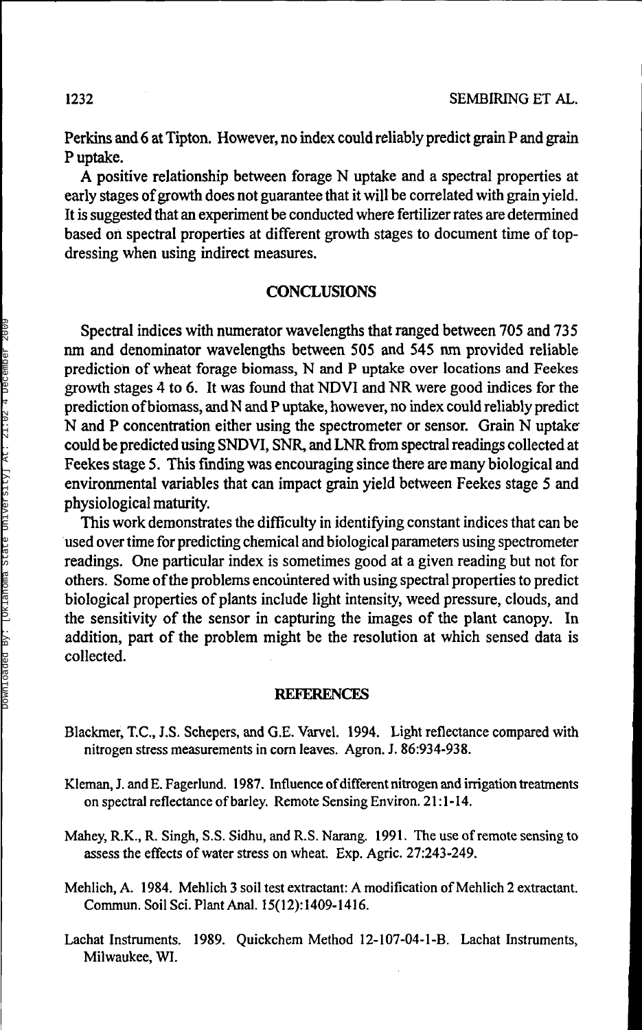Perkins and 6 at Tipton. However, no index could reliably predict grain P and grain P uptake.

A positive relationship between forage N uptake and a spectral properties at early stages of growth does not guarantee that it will be correlated with grain yield. It is suggested that an experiment be conducted where fertilizer rates are determined based on spectral properties at different growth stages to document time of top-dressing when using indirect measures.

## CONCLUSIONS

Spectral indices with numerator wavelengths that ranged between 705 and 735 nm and denominator wavelengths between 505 and 545 nm provided reliable prediction of wheat forage biomass, N and P uptake over locations and Feekes growth stages 4 to 6. It was found that NDVI and NR were good indices for the prediction of biomass, and N and P uptake, however, no index could reliably predict N and P concentration either using the spectrometer or sensor. Grain N uptake could be predicted using SNDVI, SNR, and LNR from spectral readings collected at Feekes stage 5. This finding was encouraging since there are many biological and environmental variables that can impact grain yield between Feekes stage 5 and physiological maturity.

This work demonstrates the difficulty in identifying constant indices that can be used over time for predicting chemical and biological parameters using spectrometer readings. One particular index is sometimes good at a given reading but not for others. Some of the problems encountered with using spectral properties to predict biological properties of plants include light intensity, weed pressure, clouds, and the sensitivity of the sensor in capturing the images of the plant canopy. In addition, part of the problem might be the resolution at which sensed data is collected.

## REFERENCES

Blackmer, T.C., J.S. Schepers, and G.E. Varvel. 1994. Light reflectance compared with nitrogen stress measurements in corn leaves. Agron. J. 86:934-938.

Kleman, J. and E. Fagerlund. 1987. Influence of different nitrogen and irrigation treatments on spectral reflectance of barley. Remote Sensing Environ. 21:1-14.

Mahey, R.K., R. Singh, S.S. Sidhu, and R.S. Narang. 1991. The use of remote sensing to assess the effects of water stress on wheat. Exp. Agric. 27:243-249.

Mehlich, A. 1984. Mehlich 3 soil test extractant: A modification of Mehlich 2 extractant. Commun. Soil Sci. Plant Anal. 15(12):1409-1416.

Lachat Instruments. 1989. Quickchem Method 12-107-04-1-B. Lachat Instruments, Milwaukee, WI.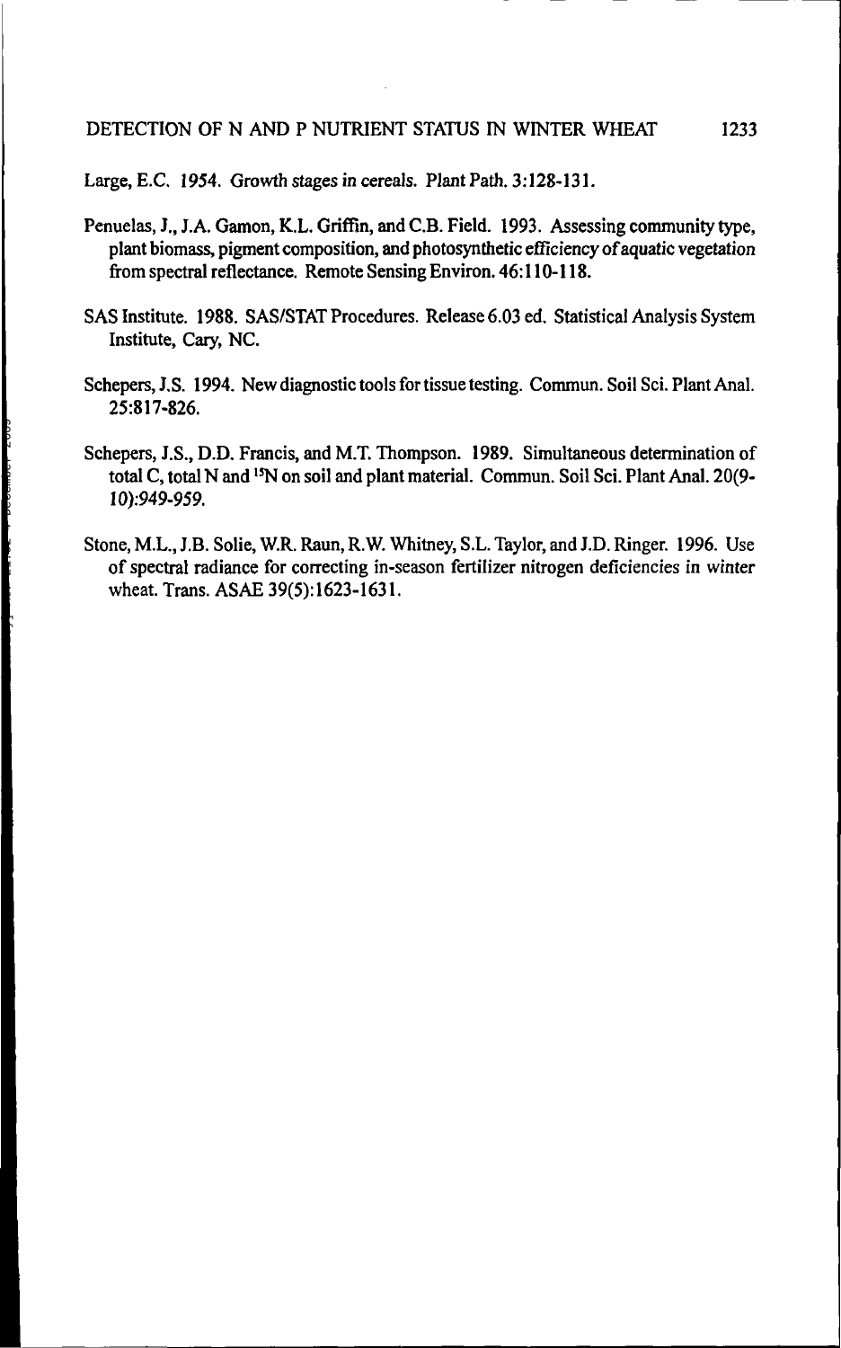Large, E.C. 1954. Growth stages in cereals. Plant Path. 3:128-131.

Penuelas, J., J.A. Gamon, K.L. Griffin, and C.B. Field. 1993. Assessing community type, plant biomass, pigment composition, and photosynthetic efficiency of aquatic vegetation from spectral reflectance. Remote Sensing Environ. 46:110-118.

SAS Institute. 1988. SAS/STAT Procedures. Release 6.03 ed. Statistical Analysis System Institute, Cary, NC.

Schepers, J.S. 1994. New diagnostic tools for tissue testing. Commun. Soil Sci. Plant Anal. 25:817-826.

Schepers, J.S., D.D. Francis, and M.T. Thompson. 1989. Simultaneous determination of total C, total N and $^{15}N$ on soil and plant material. Commun. Soil Sci. Plant Anal. 20(9-10):949-959.

Stone, M.L., J.B. Solie, W.R. Raun, R.W. Whitney, S.L. Taylor, and J.D. Ringer. 1996. Use of spectral radiance for correcting in-season fertilizer nitrogen deficiencies in winter wheat. Trans. ASAE 39(5):1623-1631.